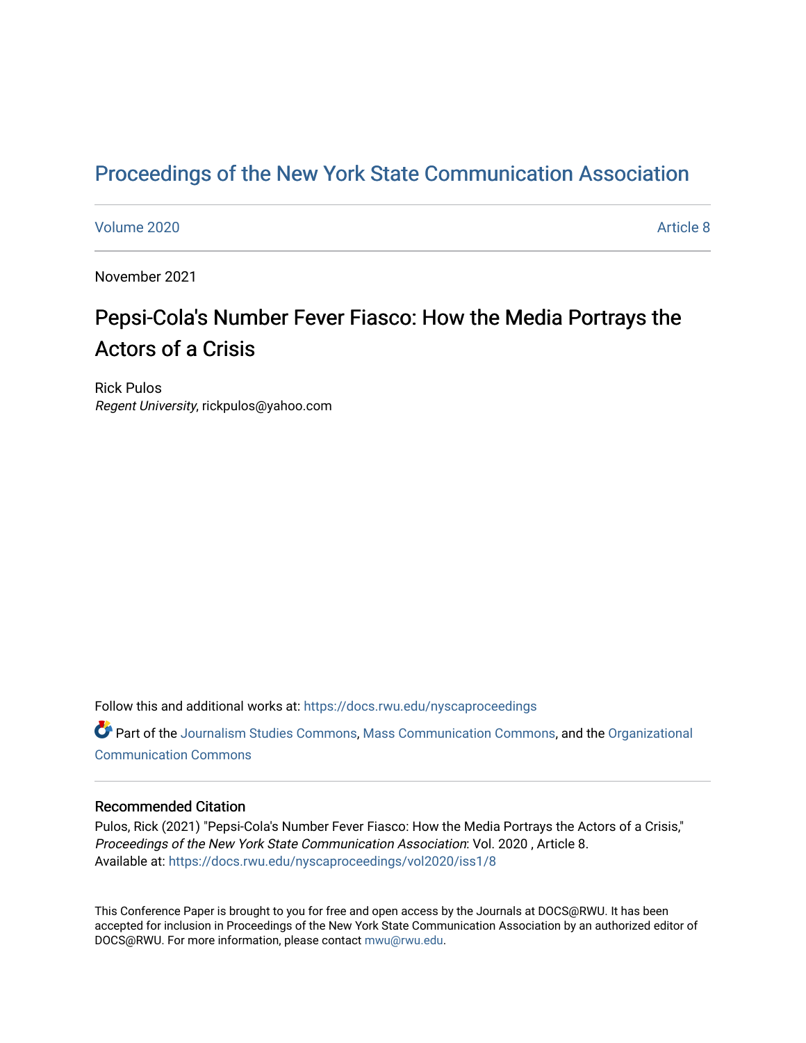# Proceedings of the New York State Communication Association

Volume 2020 Article 8

November 2021

## Pepsi-Cola's Number Fever Fiasco: How the Media Portrays the Actors of a Crisis

Rick Pulos
*Regent University*, rickpulos@yahoo.com

Follow this and additional works at: https://docs.rwu.edu/nyscaproceedings

Part of the Journalism Studies Commons, Mass Communication Commons, and the Organizational Communication Commons

### Recommended Citation

Pulos, Rick (2021) "Pepsi-Cola's Number Fever Fiasco: How the Media Portrays the Actors of a Crisis," *Proceedings of the New York State Communication Association*: Vol. 2020 , Article 8.
Available at: https://docs.rwu.edu/nyscaproceedings/vol2020/iss1/8

This Conference Paper is brought to you for free and open access by the Journals at DOCS@RWU. It has been accepted for inclusion in Proceedings of the New York State Communication Association by an authorized editor of DOCS@RWU. For more information, please contact mwu@rwu.edu.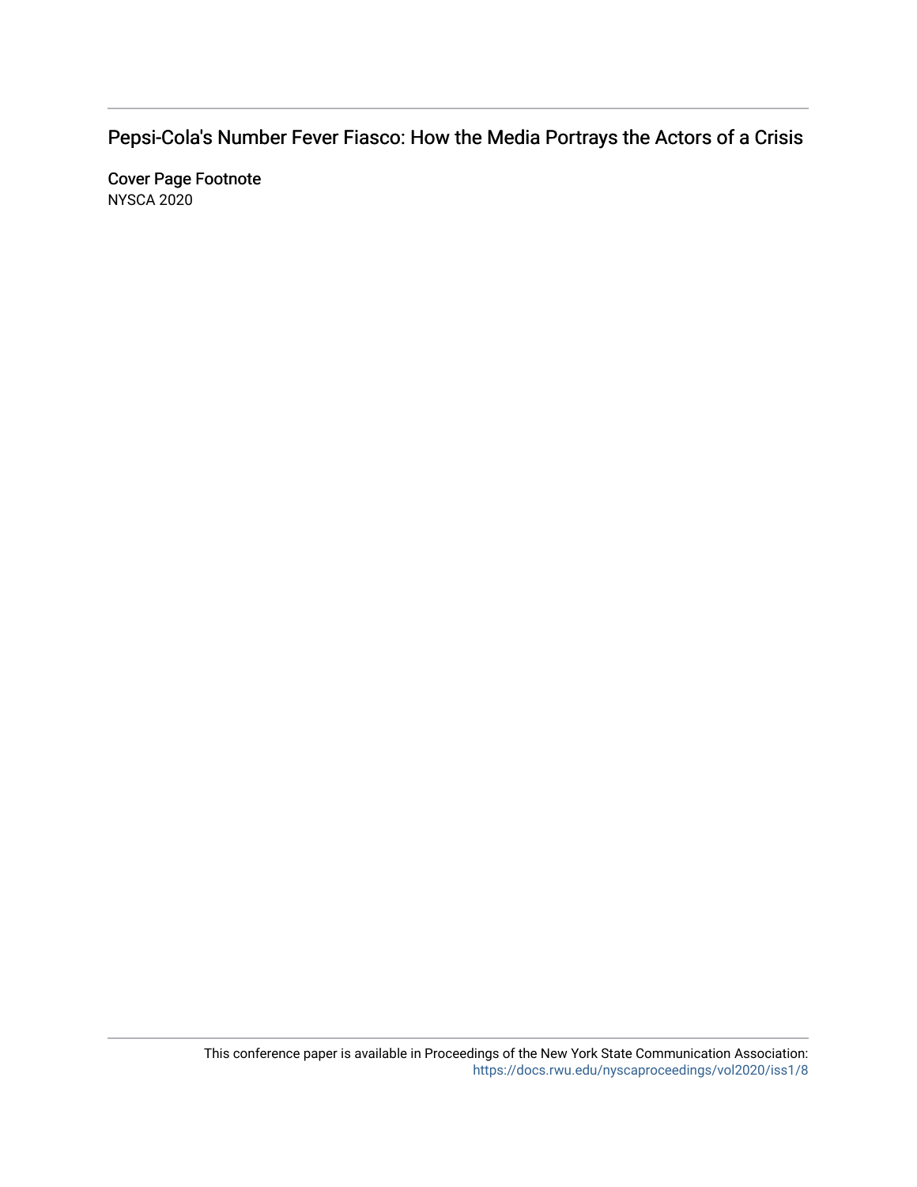Pepsi-Cola's Number Fever Fiasco: How the Media Portrays the Actors of a Crisis

**Cover Page Footnote**

NYSCA 2020

This conference paper is available in Proceedings of the New York State Communication Association: https://docs.rwu.edu/nyscaproceedings/vol2020/iss1/8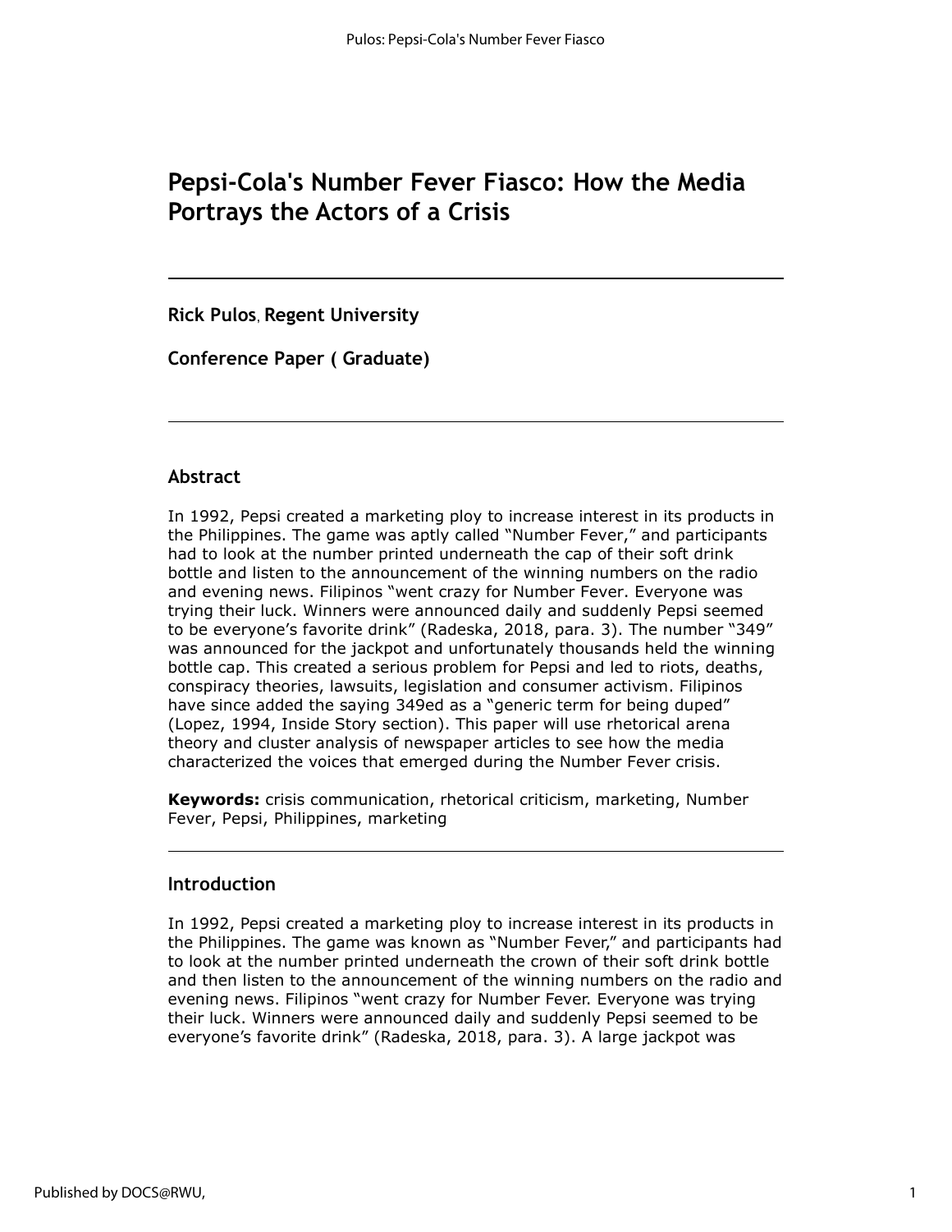# Pepsi-Cola's Number Fever Fiasco: How the Media Portrays the Actors of a Crisis

**Rick Pulos**, **Regent University**

**Conference Paper ( Graduate)**

## Abstract

In 1992, Pepsi created a marketing ploy to increase interest in its products in the Philippines. The game was aptly called "Number Fever," and participants had to look at the number printed underneath the cap of their soft drink bottle and listen to the announcement of the winning numbers on the radio and evening news. Filipinos "went crazy for Number Fever. Everyone was trying their luck. Winners were announced daily and suddenly Pepsi seemed to be everyone's favorite drink" (Radeska, 2018, para. 3). The number "349" was announced for the jackpot and unfortunately thousands held the winning bottle cap. This created a serious problem for Pepsi and led to riots, deaths, conspiracy theories, lawsuits, legislation and consumer activism. Filipinos have since added the saying 349ed as a "generic term for being duped" (Lopez, 1994, Inside Story section). This paper will use rhetorical arena theory and cluster analysis of newspaper articles to see how the media characterized the voices that emerged during the Number Fever crisis.

**Keywords:** crisis communication, rhetorical criticism, marketing, Number Fever, Pepsi, Philippines, marketing

## Introduction

In 1992, Pepsi created a marketing ploy to increase interest in its products in the Philippines. The game was known as "Number Fever," and participants had to look at the number printed underneath the crown of their soft drink bottle and then listen to the announcement of the winning numbers on the radio and evening news. Filipinos "went crazy for Number Fever. Everyone was trying their luck. Winners were announced daily and suddenly Pepsi seemed to be everyone's favorite drink" (Radeska, 2018, para. 3). A large jackpot was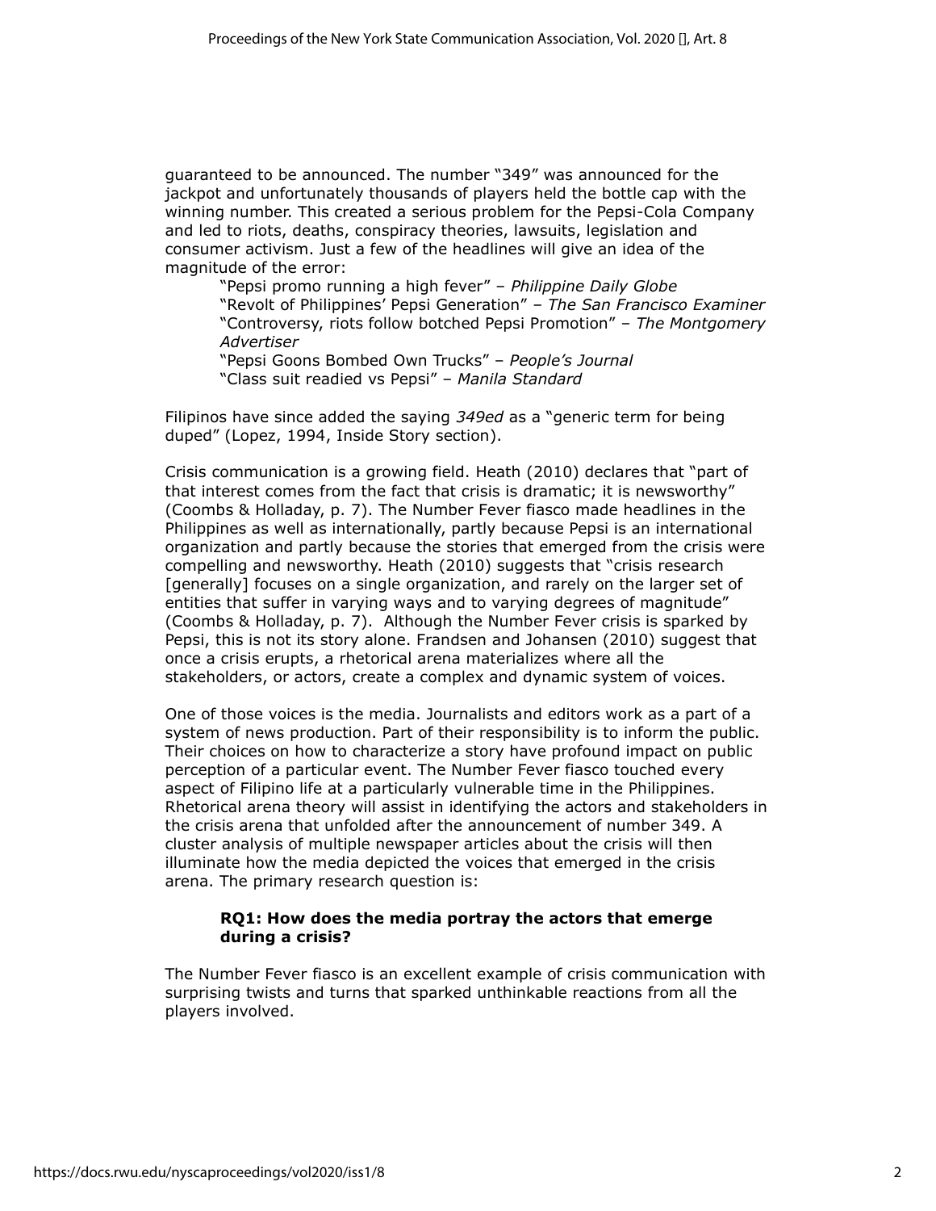guaranteed to be announced. The number "349" was announced for the jackpot and unfortunately thousands of players held the bottle cap with the winning number. This created a serious problem for the Pepsi-Cola Company and led to riots, deaths, conspiracy theories, lawsuits, legislation and consumer activism. Just a few of the headlines will give an idea of the magnitude of the error:

> "Pepsi promo running a high fever" – *Philippine Daily Globe*
> "Revolt of Philippines' Pepsi Generation" – *The San Francisco Examiner*
> "Controversy, riots follow botched Pepsi Promotion" – *The Montgomery Advertiser*
> "Pepsi Goons Bombed Own Trucks" – *People's Journal*
> "Class suit readied vs Pepsi" – *Manila Standard*

Filipinos have since added the saying *349ed* as a "generic term for being duped" (Lopez, 1994, Inside Story section).

Crisis communication is a growing field. Heath (2010) declares that "part of that interest comes from the fact that crisis is dramatic; it is newsworthy" (Coombs & Holladay, p. 7). The Number Fever fiasco made headlines in the Philippines as well as internationally, partly because Pepsi is an international organization and partly because the stories that emerged from the crisis were compelling and newsworthy. Heath (2010) suggests that "crisis research [generally] focuses on a single organization, and rarely on the larger set of entities that suffer in varying ways and to varying degrees of magnitude" (Coombs & Holladay, p. 7). Although the Number Fever crisis is sparked by Pepsi, this is not its story alone. Frandsen and Johansen (2010) suggest that once a crisis erupts, a rhetorical arena materializes where all the stakeholders, or actors, create a complex and dynamic system of voices.

One of those voices is the media. Journalists and editors work as a part of a system of news production. Part of their responsibility is to inform the public. Their choices on how to characterize a story have profound impact on public perception of a particular event. The Number Fever fiasco touched every aspect of Filipino life at a particularly vulnerable time in the Philippines. Rhetorical arena theory will assist in identifying the actors and stakeholders in the crisis arena that unfolded after the announcement of number 349. A cluster analysis of multiple newspaper articles about the crisis will then illuminate how the media depicted the voices that emerged in the crisis arena. The primary research question is:

> **RQ1: How does the media portray the actors that emerge during a crisis?**

The Number Fever fiasco is an excellent example of crisis communication with surprising twists and turns that sparked unthinkable reactions from all the players involved.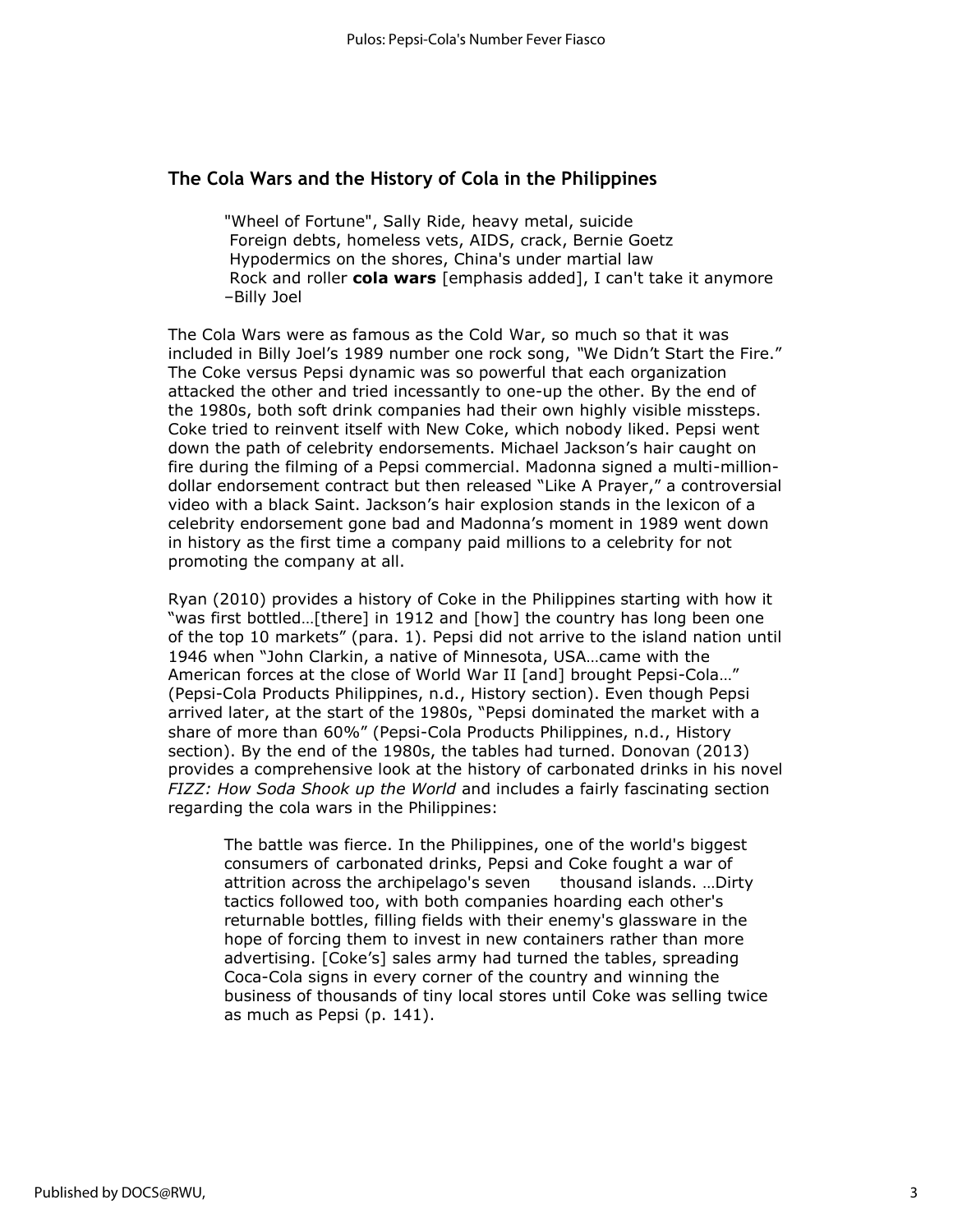## The Cola Wars and the History of Cola in the Philippines

> "Wheel of Fortune", Sally Ride, heavy metal, suicide
> Foreign debts, homeless vets, AIDS, crack, Bernie Goetz
> Hypodermics on the shores, China's under martial law
> Rock and roller **cola wars** [emphasis added], I can't take it anymore
> –Billy Joel

The Cola Wars were as famous as the Cold War, so much so that it was included in Billy Joel's 1989 number one rock song, "We Didn't Start the Fire." The Coke versus Pepsi dynamic was so powerful that each organization attacked the other and tried incessantly to one-up the other. By the end of the 1980s, both soft drink companies had their own highly visible missteps. Coke tried to reinvent itself with New Coke, which nobody liked. Pepsi went down the path of celebrity endorsements. Michael Jackson's hair caught on fire during the filming of a Pepsi commercial. Madonna signed a multi-million-dollar endorsement contract but then released "Like A Prayer," a controversial video with a black Saint. Jackson's hair explosion stands in the lexicon of a celebrity endorsement gone bad and Madonna's moment in 1989 went down in history as the first time a company paid millions to a celebrity for not promoting the company at all.

Ryan (2010) provides a history of Coke in the Philippines starting with how it "was first bottled…[there] in 1912 and [how] the country has long been one of the top 10 markets" (para. 1). Pepsi did not arrive to the island nation until 1946 when "John Clarkin, a native of Minnesota, USA…came with the American forces at the close of World War II [and] brought Pepsi-Cola…" (Pepsi-Cola Products Philippines, n.d., History section). Even though Pepsi arrived later, at the start of the 1980s, "Pepsi dominated the market with a share of more than 60%" (Pepsi-Cola Products Philippines, n.d., History section). By the end of the 1980s, the tables had turned. Donovan (2013) provides a comprehensive look at the history of carbonated drinks in his novel *FIZZ: How Soda Shook up the World* and includes a fairly fascinating section regarding the cola wars in the Philippines:

> The battle was fierce. In the Philippines, one of the world's biggest consumers of carbonated drinks, Pepsi and Coke fought a war of attrition across the archipelago's seven thousand islands. …Dirty tactics followed too, with both companies hoarding each other's returnable bottles, filling fields with their enemy's glassware in the hope of forcing them to invest in new containers rather than more advertising. [Coke's] sales army had turned the tables, spreading Coca-Cola signs in every corner of the country and winning the business of thousands of tiny local stores until Coke was selling twice as much as Pepsi (p. 141).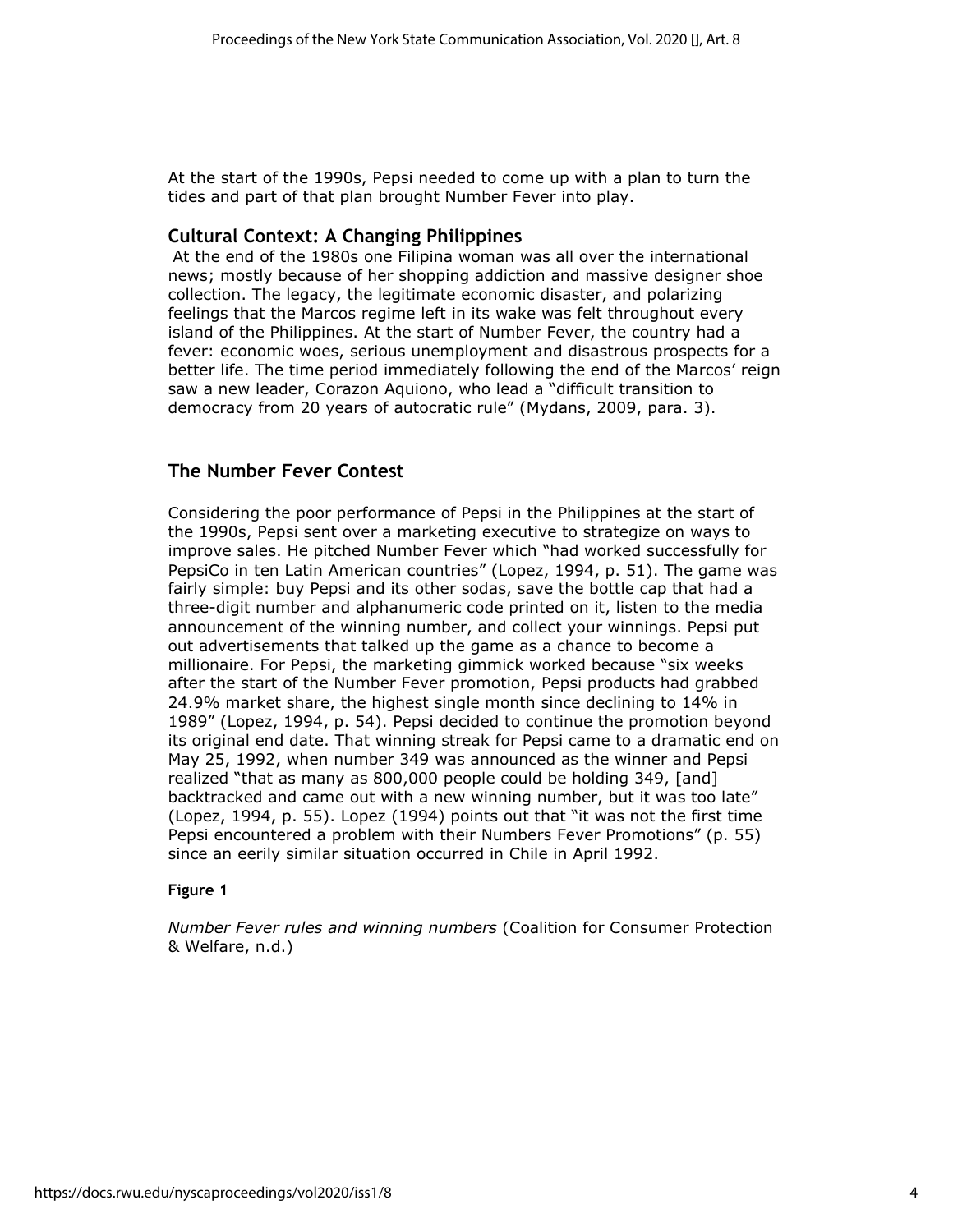At the start of the 1990s, Pepsi needed to come up with a plan to turn the tides and part of that plan brought Number Fever into play.

## Cultural Context: A Changing Philippines

At the end of the 1980s one Filipina woman was all over the international news; mostly because of her shopping addiction and massive designer shoe collection. The legacy, the legitimate economic disaster, and polarizing feelings that the Marcos regime left in its wake was felt throughout every island of the Philippines. At the start of Number Fever, the country had a fever: economic woes, serious unemployment and disastrous prospects for a better life. The time period immediately following the end of the Marcos' reign saw a new leader, Corazon Aquiono, who lead a "difficult transition to democracy from 20 years of autocratic rule" (Mydans, 2009, para. 3).

## The Number Fever Contest

Considering the poor performance of Pepsi in the Philippines at the start of the 1990s, Pepsi sent over a marketing executive to strategize on ways to improve sales. He pitched Number Fever which "had worked successfully for PepsiCo in ten Latin American countries" (Lopez, 1994, p. 51). The game was fairly simple: buy Pepsi and its other sodas, save the bottle cap that had a three-digit number and alphanumeric code printed on it, listen to the media announcement of the winning number, and collect your winnings. Pepsi put out advertisements that talked up the game as a chance to become a millionaire. For Pepsi, the marketing gimmick worked because "six weeks after the start of the Number Fever promotion, Pepsi products had grabbed 24.9% market share, the highest single month since declining to 14% in 1989" (Lopez, 1994, p. 54). Pepsi decided to continue the promotion beyond its original end date. That winning streak for Pepsi came to a dramatic end on May 25, 1992, when number 349 was announced as the winner and Pepsi realized "that as many as 800,000 people could be holding 349, [and] backtracked and came out with a new winning number, but it was too late" (Lopez, 1994, p. 55). Lopez (1994) points out that "it was not the first time Pepsi encountered a problem with their Numbers Fever Promotions" (p. 55) since an eerily similar situation occurred in Chile in April 1992.

**Figure 1**

*Number Fever rules and winning numbers* (Coalition for Consumer Protection & Welfare, n.d.)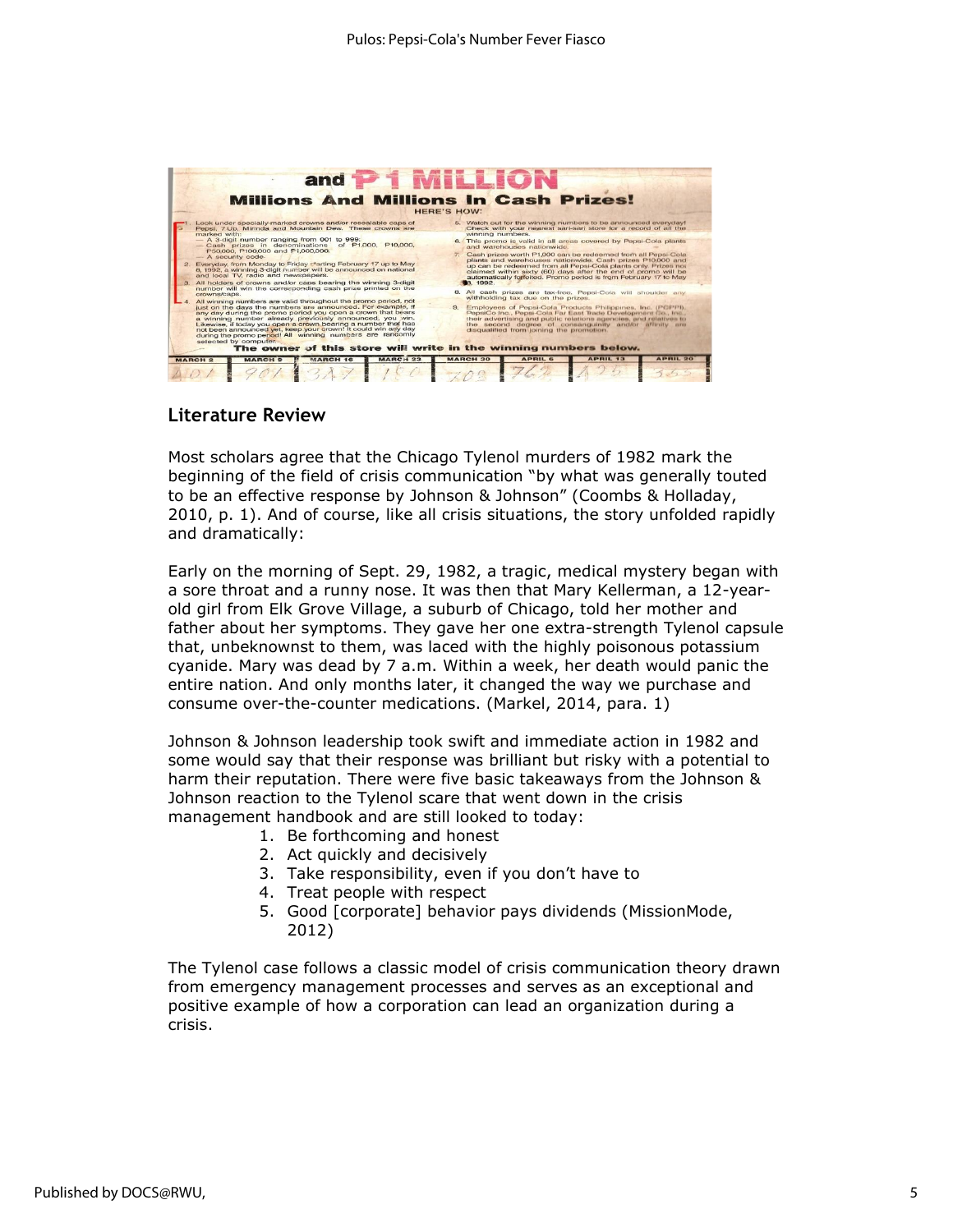## Literature Review

Most scholars agree that the Chicago Tylenol murders of 1982 mark the beginning of the field of crisis communication "by what was generally touted to be an effective response by Johnson & Johnson" (Coombs & Holladay, 2010, p. 1). And of course, like all crisis situations, the story unfolded rapidly and dramatically:

Early on the morning of Sept. 29, 1982, a tragic, medical mystery began with a sore throat and a runny nose. It was then that Mary Kellerman, a 12-year-old girl from Elk Grove Village, a suburb of Chicago, told her mother and father about her symptoms. They gave her one extra-strength Tylenol capsule that, unbeknownst to them, was laced with the highly poisonous potassium cyanide. Mary was dead by 7 a.m. Within a week, her death would panic the entire nation. And only months later, it changed the way we purchase and consume over-the-counter medications. (Markel, 2014, para. 1)

Johnson & Johnson leadership took swift and immediate action in 1982 and some would say that their response was brilliant but risky with a potential to harm their reputation. There were five basic takeaways from the Johnson & Johnson reaction to the Tylenol scare that went down in the crisis management handbook and are still looked to today:

1. Be forthcoming and honest
2. Act quickly and decisively
3. Take responsibility, even if you don't have to
4. Treat people with respect
5. Good [corporate] behavior pays dividends (MissionMode, 2012)

The Tylenol case follows a classic model of crisis communication theory drawn from emergency management processes and serves as an exceptional and positive example of how a corporation can lead an organization during a crisis.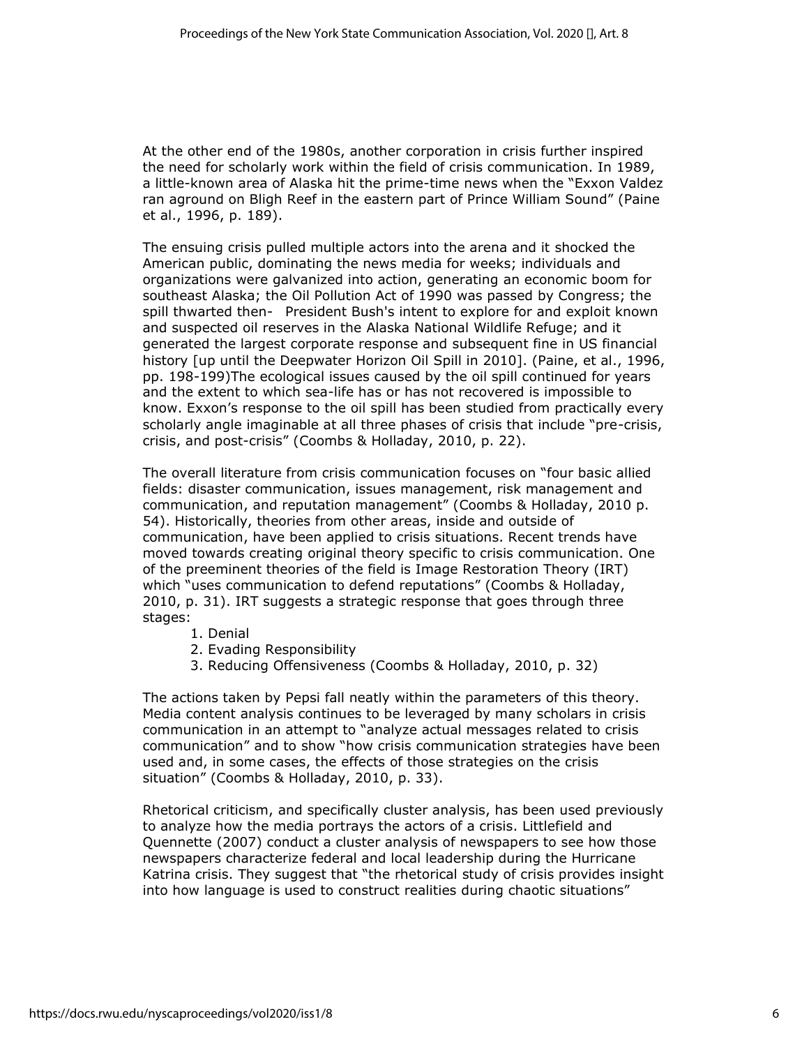At the other end of the 1980s, another corporation in crisis further inspired the need for scholarly work within the field of crisis communication. In 1989, a little-known area of Alaska hit the prime-time news when the "Exxon Valdez ran aground on Bligh Reef in the eastern part of Prince William Sound" (Paine et al., 1996, p. 189).

The ensuing crisis pulled multiple actors into the arena and it shocked the American public, dominating the news media for weeks; individuals and organizations were galvanized into action, generating an economic boom for southeast Alaska; the Oil Pollution Act of 1990 was passed by Congress; the spill thwarted then- President Bush's intent to explore for and exploit known and suspected oil reserves in the Alaska National Wildlife Refuge; and it generated the largest corporate response and subsequent fine in US financial history [up until the Deepwater Horizon Oil Spill in 2010]. (Paine, et al., 1996, pp. 198-199)The ecological issues caused by the oil spill continued for years and the extent to which sea-life has or has not recovered is impossible to know. Exxon's response to the oil spill has been studied from practically every scholarly angle imaginable at all three phases of crisis that include "pre-crisis, crisis, and post-crisis" (Coombs & Holladay, 2010, p. 22).

The overall literature from crisis communication focuses on "four basic allied fields: disaster communication, issues management, risk management and communication, and reputation management" (Coombs & Holladay, 2010 p. 54). Historically, theories from other areas, inside and outside of communication, have been applied to crisis situations. Recent trends have moved towards creating original theory specific to crisis communication. One of the preeminent theories of the field is Image Restoration Theory (IRT) which "uses communication to defend reputations" (Coombs & Holladay, 2010, p. 31). IRT suggests a strategic response that goes through three stages:

1. Denial
2. Evading Responsibility
3. Reducing Offensiveness (Coombs & Holladay, 2010, p. 32)

The actions taken by Pepsi fall neatly within the parameters of this theory. Media content analysis continues to be leveraged by many scholars in crisis communication in an attempt to "analyze actual messages related to crisis communication" and to show "how crisis communication strategies have been used and, in some cases, the effects of those strategies on the crisis situation" (Coombs & Holladay, 2010, p. 33).

Rhetorical criticism, and specifically cluster analysis, has been used previously to analyze how the media portrays the actors of a crisis. Littlefield and Quennette (2007) conduct a cluster analysis of newspapers to see how those newspapers characterize federal and local leadership during the Hurricane Katrina crisis. They suggest that "the rhetorical study of crisis provides insight into how language is used to construct realities during chaotic situations"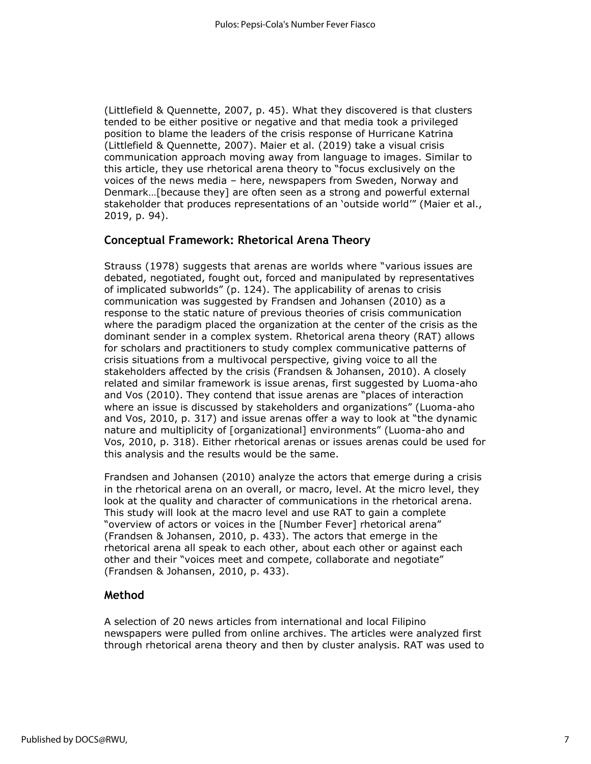(Littlefield & Quennette, 2007, p. 45). What they discovered is that clusters tended to be either positive or negative and that media took a privileged position to blame the leaders of the crisis response of Hurricane Katrina (Littlefield & Quennette, 2007). Maier et al. (2019) take a visual crisis communication approach moving away from language to images. Similar to this article, they use rhetorical arena theory to "focus exclusively on the voices of the news media – here, newspapers from Sweden, Norway and Denmark…[because they] are often seen as a strong and powerful external stakeholder that produces representations of an 'outside world'" (Maier et al., 2019, p. 94).

## Conceptual Framework: Rhetorical Arena Theory

Strauss (1978) suggests that arenas are worlds where "various issues are debated, negotiated, fought out, forced and manipulated by representatives of implicated subworlds" (p. 124). The applicability of arenas to crisis communication was suggested by Frandsen and Johansen (2010) as a response to the static nature of previous theories of crisis communication where the paradigm placed the organization at the center of the crisis as the dominant sender in a complex system. Rhetorical arena theory (RAT) allows for scholars and practitioners to study complex communicative patterns of crisis situations from a multivocal perspective, giving voice to all the stakeholders affected by the crisis (Frandsen & Johansen, 2010). A closely related and similar framework is issue arenas, first suggested by Luoma-aho and Vos (2010). They contend that issue arenas are "places of interaction where an issue is discussed by stakeholders and organizations" (Luoma-aho and Vos, 2010, p. 317) and issue arenas offer a way to look at "the dynamic nature and multiplicity of [organizational] environments" (Luoma-aho and Vos, 2010, p. 318). Either rhetorical arenas or issues arenas could be used for this analysis and the results would be the same.

Frandsen and Johansen (2010) analyze the actors that emerge during a crisis in the rhetorical arena on an overall, or macro, level. At the micro level, they look at the quality and character of communications in the rhetorical arena. This study will look at the macro level and use RAT to gain a complete "overview of actors or voices in the [Number Fever] rhetorical arena" (Frandsen & Johansen, 2010, p. 433). The actors that emerge in the rhetorical arena all speak to each other, about each other or against each other and their "voices meet and compete, collaborate and negotiate" (Frandsen & Johansen, 2010, p. 433).

## Method

A selection of 20 news articles from international and local Filipino newspapers were pulled from online archives. The articles were analyzed first through rhetorical arena theory and then by cluster analysis. RAT was used to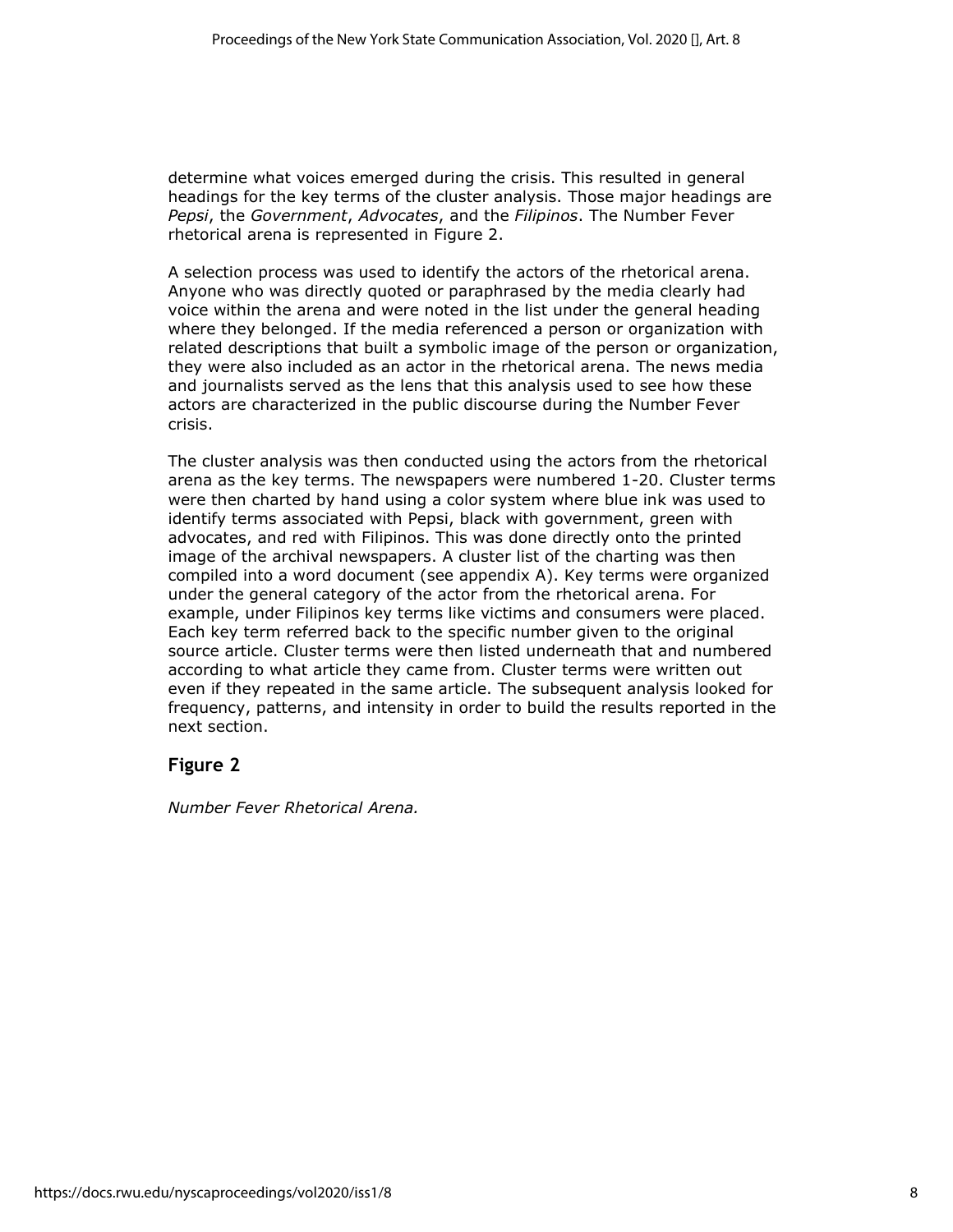determine what voices emerged during the crisis. This resulted in general headings for the key terms of the cluster analysis. Those major headings are *Pepsi*, the *Government*, *Advocates*, and the *Filipinos*. The Number Fever rhetorical arena is represented in Figure 2.

A selection process was used to identify the actors of the rhetorical arena. Anyone who was directly quoted or paraphrased by the media clearly had voice within the arena and were noted in the list under the general heading where they belonged. If the media referenced a person or organization with related descriptions that built a symbolic image of the person or organization, they were also included as an actor in the rhetorical arena. The news media and journalists served as the lens that this analysis used to see how these actors are characterized in the public discourse during the Number Fever crisis.

The cluster analysis was then conducted using the actors from the rhetorical arena as the key terms. The newspapers were numbered 1-20. Cluster terms were then charted by hand using a color system where blue ink was used to identify terms associated with Pepsi, black with government, green with advocates, and red with Filipinos. This was done directly onto the printed image of the archival newspapers. A cluster list of the charting was then compiled into a word document (see appendix A). Key terms were organized under the general category of the actor from the rhetorical arena. For example, under Filipinos key terms like victims and consumers were placed. Each key term referred back to the specific number given to the original source article. Cluster terms were then listed underneath that and numbered according to what article they came from. Cluster terms were written out even if they repeated in the same article. The subsequent analysis looked for frequency, patterns, and intensity in order to build the results reported in the next section.

## Figure 2

*Number Fever Rhetorical Arena.*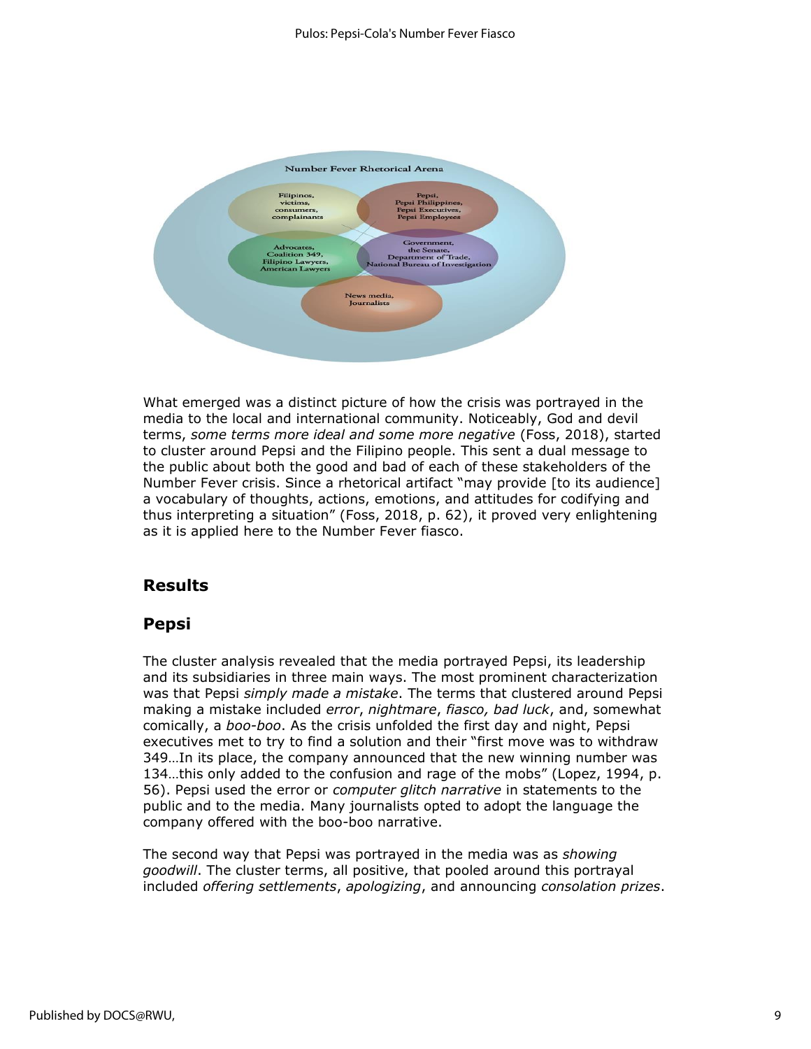What emerged was a distinct picture of how the crisis was portrayed in the media to the local and international community. Noticeably, God and devil terms, *some terms more ideal and some more negative* (Foss, 2018), started to cluster around Pepsi and the Filipino people. This sent a dual message to the public about both the good and bad of each of these stakeholders of the Number Fever crisis. Since a rhetorical artifact "may provide [to its audience] a vocabulary of thoughts, actions, emotions, and attitudes for codifying and thus interpreting a situation" (Foss, 2018, p. 62), it proved very enlightening as it is applied here to the Number Fever fiasco.

## Results

### Pepsi

The cluster analysis revealed that the media portrayed Pepsi, its leadership and its subsidiaries in three main ways. The most prominent characterization was that Pepsi *simply made a mistake*. The terms that clustered around Pepsi making a mistake included *error*, *nightmare*, *fiasco, bad luck*, and, somewhat comically, a *boo-boo*. As the crisis unfolded the first day and night, Pepsi executives met to try to find a solution and their "first move was to withdraw 349…In its place, the company announced that the new winning number was 134…this only added to the confusion and rage of the mobs" (Lopez, 1994, p. 56). Pepsi used the error or *computer glitch narrative* in statements to the public and to the media. Many journalists opted to adopt the language the company offered with the boo-boo narrative.

The second way that Pepsi was portrayed in the media was as *showing goodwill*. The cluster terms, all positive, that pooled around this portrayal included *offering settlements*, *apologizing*, and announcing *consolation prizes*.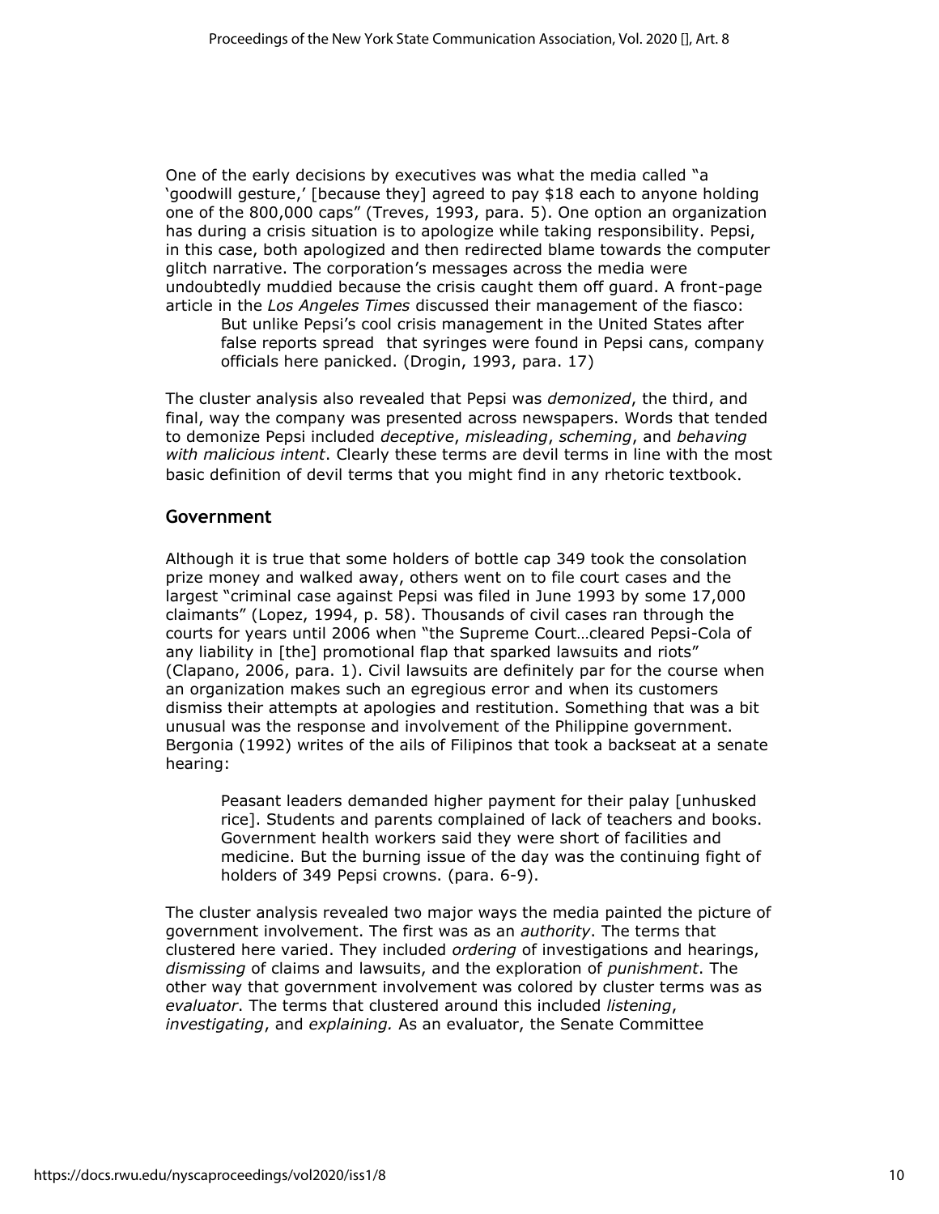One of the early decisions by executives was what the media called "a 'goodwill gesture,' [because they] agreed to pay $18 each to anyone holding one of the 800,000 caps" (Treves, 1993, para. 5). One option an organization has during a crisis situation is to apologize while taking responsibility. Pepsi, in this case, both apologized and then redirected blame towards the computer glitch narrative. The corporation's messages across the media were undoubtedly muddied because the crisis caught them off guard. A front-page article in the *Los Angeles Times* discussed their management of the fiasco:

> But unlike Pepsi's cool crisis management in the United States after false reports spread that syringes were found in Pepsi cans, company officials here panicked. (Drogin, 1993, para. 17)

The cluster analysis also revealed that Pepsi was *demonized*, the third, and final, way the company was presented across newspapers. Words that tended to demonize Pepsi included *deceptive*, *misleading*, *scheming*, and *behaving with malicious intent*. Clearly these terms are devil terms in line with the most basic definition of devil terms that you might find in any rhetoric textbook.

## Government

Although it is true that some holders of bottle cap 349 took the consolation prize money and walked away, others went on to file court cases and the largest "criminal case against Pepsi was filed in June 1993 by some 17,000 claimants" (Lopez, 1994, p. 58). Thousands of civil cases ran through the courts for years until 2006 when "the Supreme Court…cleared Pepsi-Cola of any liability in [the] promotional flap that sparked lawsuits and riots" (Clapano, 2006, para. 1). Civil lawsuits are definitely par for the course when an organization makes such an egregious error and when its customers dismiss their attempts at apologies and restitution. Something that was a bit unusual was the response and involvement of the Philippine government. Bergonia (1992) writes of the ails of Filipinos that took a backseat at a senate hearing:

> Peasant leaders demanded higher payment for their palay [unhusked rice]. Students and parents complained of lack of teachers and books. Government health workers said they were short of facilities and medicine. But the burning issue of the day was the continuing fight of holders of 349 Pepsi crowns. (para. 6-9).

The cluster analysis revealed two major ways the media painted the picture of government involvement. The first was as an *authority*. The terms that clustered here varied. They included *ordering* of investigations and hearings, *dismissing* of claims and lawsuits, and the exploration of *punishment*. The other way that government involvement was colored by cluster terms was as *evaluator*. The terms that clustered around this included *listening*, *investigating*, and *explaining.* As an evaluator, the Senate Committee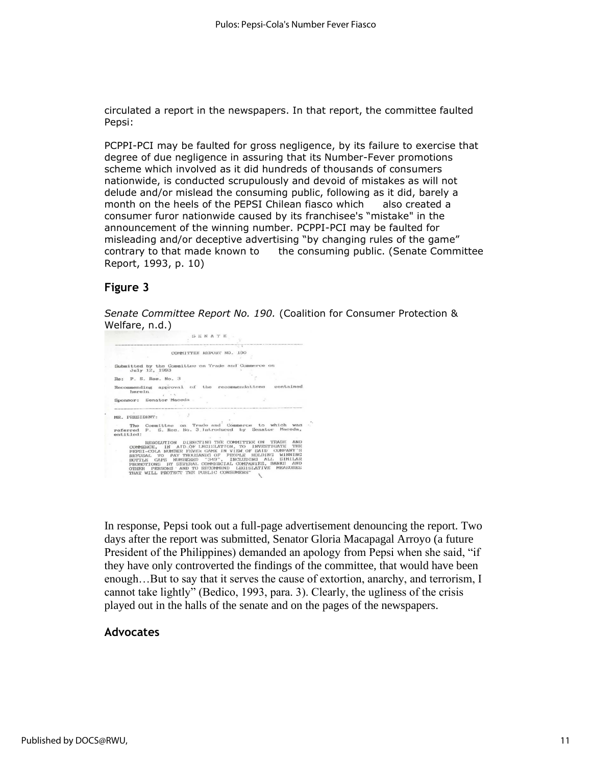circulated a report in the newspapers. In that report, the committee faulted Pepsi:

PCPPI-PCI may be faulted for gross negligence, by its failure to exercise that degree of due negligence in assuring that its Number-Fever promotions scheme which involved as it did hundreds of thousands of consumers nationwide, is conducted scrupulously and devoid of mistakes as will not delude and/or mislead the consuming public, following as it did, barely a month on the heels of the PEPSI Chilean fiasco which also created a consumer furor nationwide caused by its franchisee's "mistake" in the announcement of the winning number. PCPPI-PCI may be faulted for misleading and/or deceptive advertising "by changing rules of the game" contrary to that made known to the consuming public. (Senate Committee Report, 1993, p. 10)

## Figure 3

*Senate Committee Report No. 190.* (Coalition for Consumer Protection & Welfare, n.d.)

SENATE

COMMITTEE REPORT NO. 190

Submitted by the Committee on Trade and Commerce on July 12, 1993

Re: P. S. Res. No. 3

Recommending approval of the recommendations contained herein

Sponsor: Senator Maceda

MR. PRESIDENT:

The Committee on Trade and Commerce to which was referred P. S. Res. No. 3 introduced by Senator Maceda, entitled:

"RESOLUTION DIRECTING THE COMMITTEE ON TRADE AND COMMERCE, IN AID OF LEGISLATION, TO INVESTIGATE THE PEPSI-COLA NUMBER FEVER GAME IN VIEW OF SAID COMPANY'S REFUSAL TO PAY THOUSANDS OF PEOPLE HOLDING WINNING BOTTLE CAPS NUMBERED "349", INCLUDING ALL SIMILAR PROMOTIONS BY SEVERAL COMMERCIAL COMPANIES, BANKS AND OTHER PERSONS AND TO RECOMMEND LEGISLATIVE MEASURES THAT WILL PROTECT THE PUBLIC CONSUMERS"

In response, Pepsi took out a full-page advertisement denouncing the report. Two days after the report was submitted, Senator Gloria Macapagal Arroyo (a future President of the Philippines) demanded an apology from Pepsi when she said, "if they have only controverted the findings of the committee, that would have been enough…But to say that it serves the cause of extortion, anarchy, and terrorism, I cannot take lightly" (Bedico, 1993, para. 3). Clearly, the ugliness of the crisis played out in the halls of the senate and on the pages of the newspapers.

## Advocates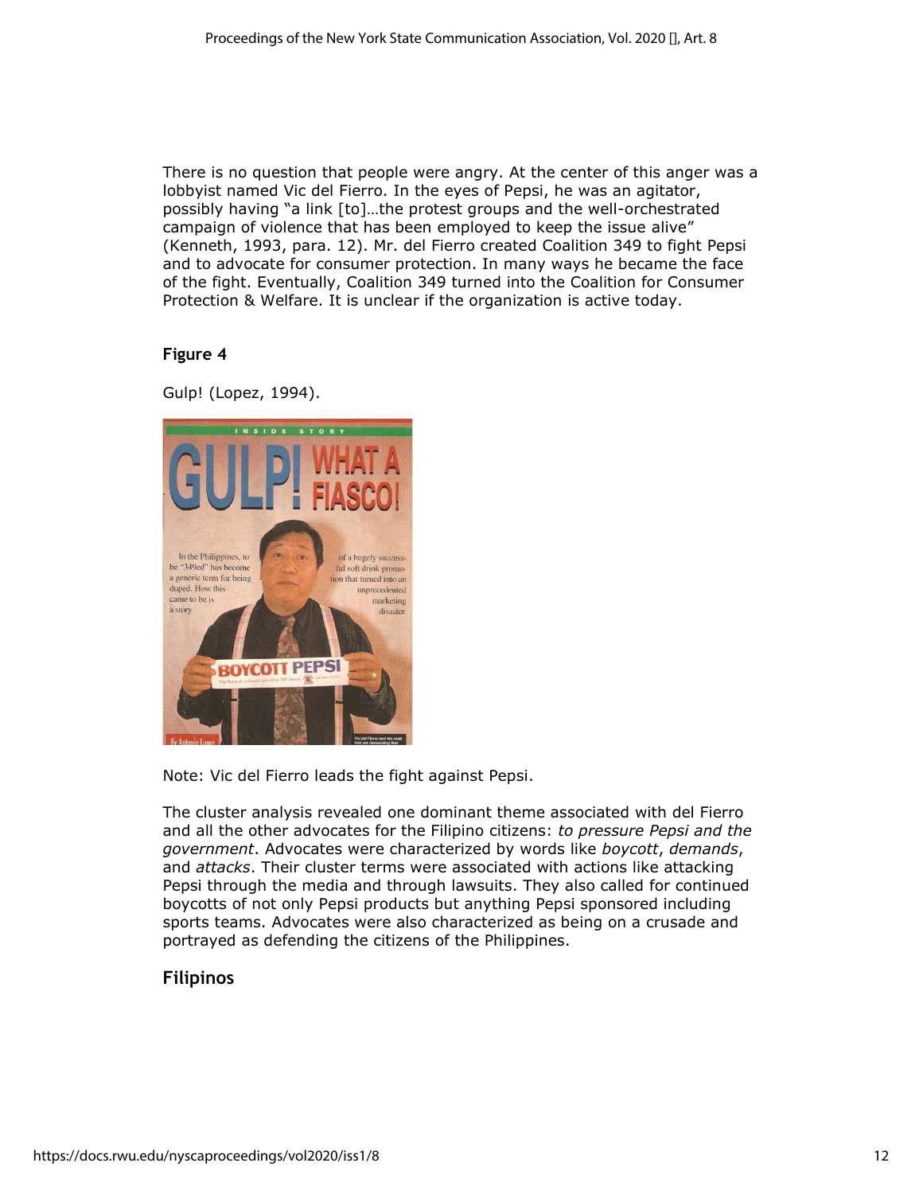There is no question that people were angry. At the center of this anger was a lobbyist named Vic del Fierro. In the eyes of Pepsi, he was an agitator, possibly having "a link [to]…the protest groups and the well-orchestrated campaign of violence that has been employed to keep the issue alive" (Kenneth, 1993, para. 12). Mr. del Fierro created Coalition 349 to fight Pepsi and to advocate for consumer protection. In many ways he became the face of the fight. Eventually, Coalition 349 turned into the Coalition for Consumer Protection & Welfare. It is unclear if the organization is active today.

**Figure 4**

Gulp! (Lopez, 1994).

Note: Vic del Fierro leads the fight against Pepsi.

The cluster analysis revealed one dominant theme associated with del Fierro and all the other advocates for the Filipino citizens: *to pressure Pepsi and the government*. Advocates were characterized by words like *boycott*, *demands*, and *attacks*. Their cluster terms were associated with actions like attacking Pepsi through the media and through lawsuits. They also called for continued boycotts of not only Pepsi products but anything Pepsi sponsored including sports teams. Advocates were also characterized as being on a crusade and portrayed as defending the citizens of the Philippines.

## Filipinos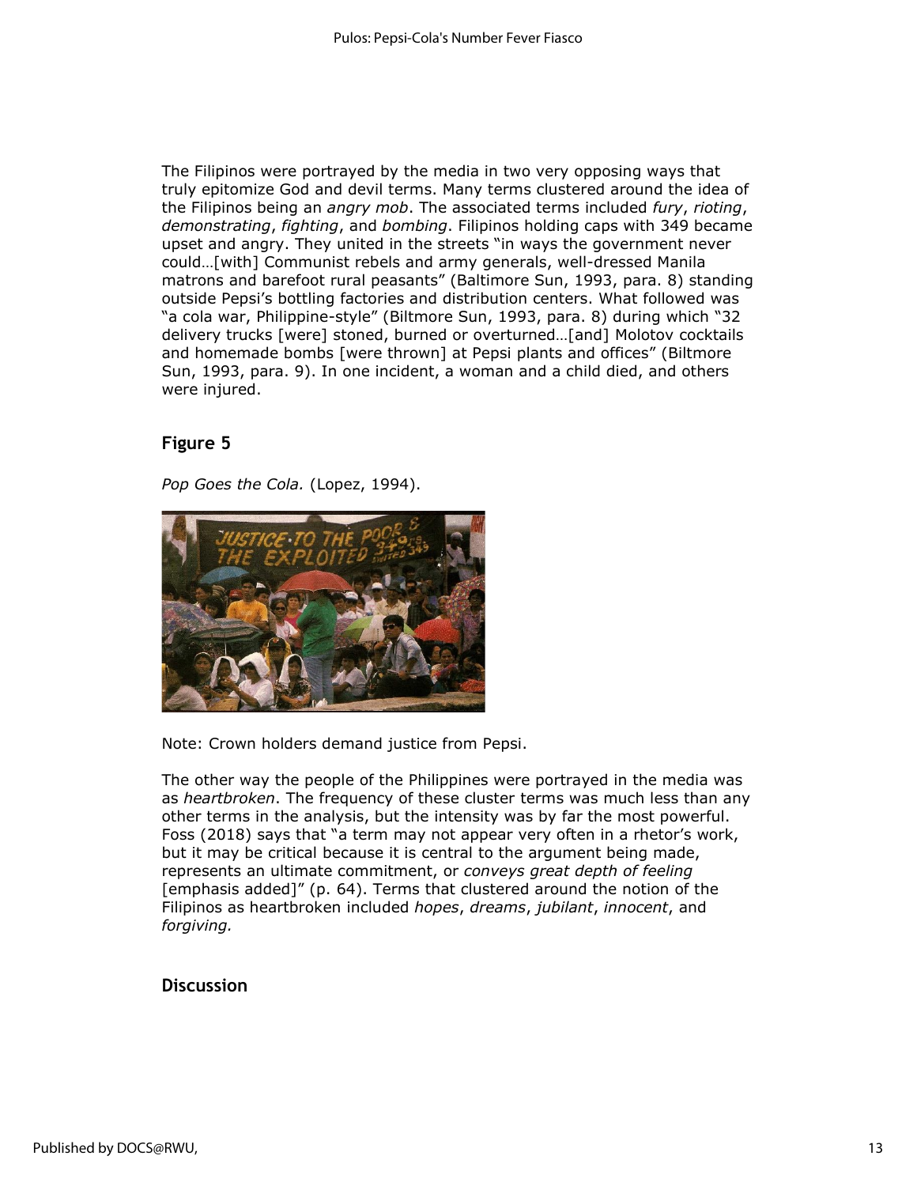The Filipinos were portrayed by the media in two very opposing ways that truly epitomize God and devil terms. Many terms clustered around the idea of the Filipinos being an *angry mob*. The associated terms included *fury*, *rioting*, *demonstrating*, *fighting*, and *bombing*. Filipinos holding caps with 349 became upset and angry. They united in the streets "in ways the government never could…[with] Communist rebels and army generals, well-dressed Manila matrons and barefoot rural peasants" (Baltimore Sun, 1993, para. 8) standing outside Pepsi's bottling factories and distribution centers. What followed was "a cola war, Philippine-style" (Biltmore Sun, 1993, para. 8) during which "32 delivery trucks [were] stoned, burned or overturned…[and] Molotov cocktails and homemade bombs [were thrown] at Pepsi plants and offices" (Biltmore Sun, 1993, para. 9). In one incident, a woman and a child died, and others were injured.

## Figure 5

*Pop Goes the Cola.* (Lopez, 1994).

Note: Crown holders demand justice from Pepsi.

The other way the people of the Philippines were portrayed in the media was as *heartbroken*. The frequency of these cluster terms was much less than any other terms in the analysis, but the intensity was by far the most powerful. Foss (2018) says that "a term may not appear very often in a rhetor's work, but it may be critical because it is central to the argument being made, represents an ultimate commitment, or *conveys great depth of feeling* [emphasis added]" (p. 64). Terms that clustered around the notion of the Filipinos as heartbroken included *hopes*, *dreams*, *jubilant*, *innocent*, and *forgiving*.

## Discussion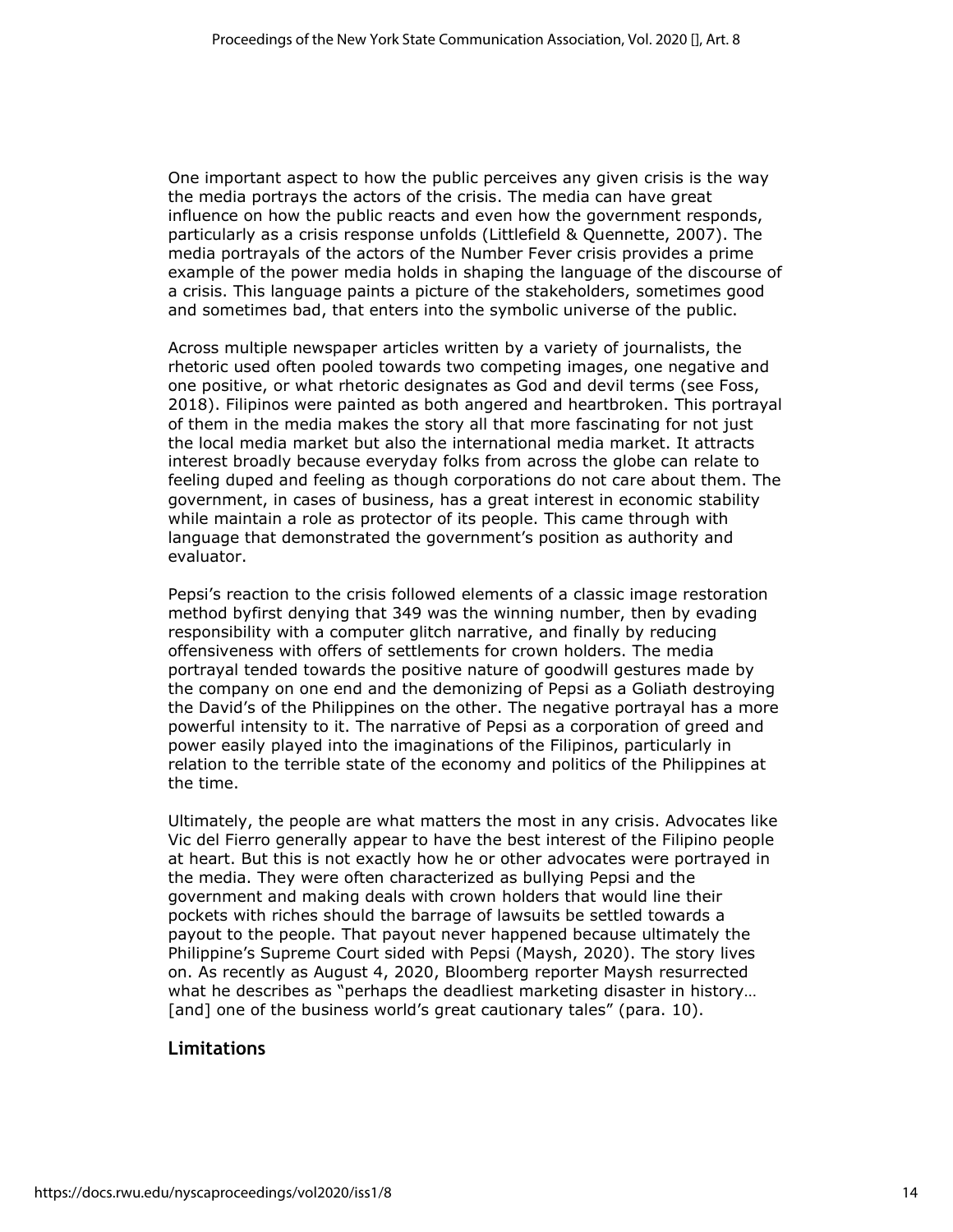One important aspect to how the public perceives any given crisis is the way the media portrays the actors of the crisis. The media can have great influence on how the public reacts and even how the government responds, particularly as a crisis response unfolds (Littlefield & Quennette, 2007). The media portrayals of the actors of the Number Fever crisis provides a prime example of the power media holds in shaping the language of the discourse of a crisis. This language paints a picture of the stakeholders, sometimes good and sometimes bad, that enters into the symbolic universe of the public.

Across multiple newspaper articles written by a variety of journalists, the rhetoric used often pooled towards two competing images, one negative and one positive, or what rhetoric designates as God and devil terms (see Foss, 2018). Filipinos were painted as both angered and heartbroken. This portrayal of them in the media makes the story all that more fascinating for not just the local media market but also the international media market. It attracts interest broadly because everyday folks from across the globe can relate to feeling duped and feeling as though corporations do not care about them. The government, in cases of business, has a great interest in economic stability while maintain a role as protector of its people. This came through with language that demonstrated the government's position as authority and evaluator.

Pepsi's reaction to the crisis followed elements of a classic image restoration method byfirst denying that 349 was the winning number, then by evading responsibility with a computer glitch narrative, and finally by reducing offensiveness with offers of settlements for crown holders. The media portrayal tended towards the positive nature of goodwill gestures made by the company on one end and the demonizing of Pepsi as a Goliath destroying the David's of the Philippines on the other. The negative portrayal has a more powerful intensity to it. The narrative of Pepsi as a corporation of greed and power easily played into the imaginations of the Filipinos, particularly in relation to the terrible state of the economy and politics of the Philippines at the time.

Ultimately, the people are what matters the most in any crisis. Advocates like Vic del Fierro generally appear to have the best interest of the Filipino people at heart. But this is not exactly how he or other advocates were portrayed in the media. They were often characterized as bullying Pepsi and the government and making deals with crown holders that would line their pockets with riches should the barrage of lawsuits be settled towards a payout to the people. That payout never happened because ultimately the Philippine's Supreme Court sided with Pepsi (Maysh, 2020). The story lives on. As recently as August 4, 2020, Bloomberg reporter Maysh resurrected what he describes as "perhaps the deadliest marketing disaster in history… [and] one of the business world's great cautionary tales" (para. 10).

## Limitations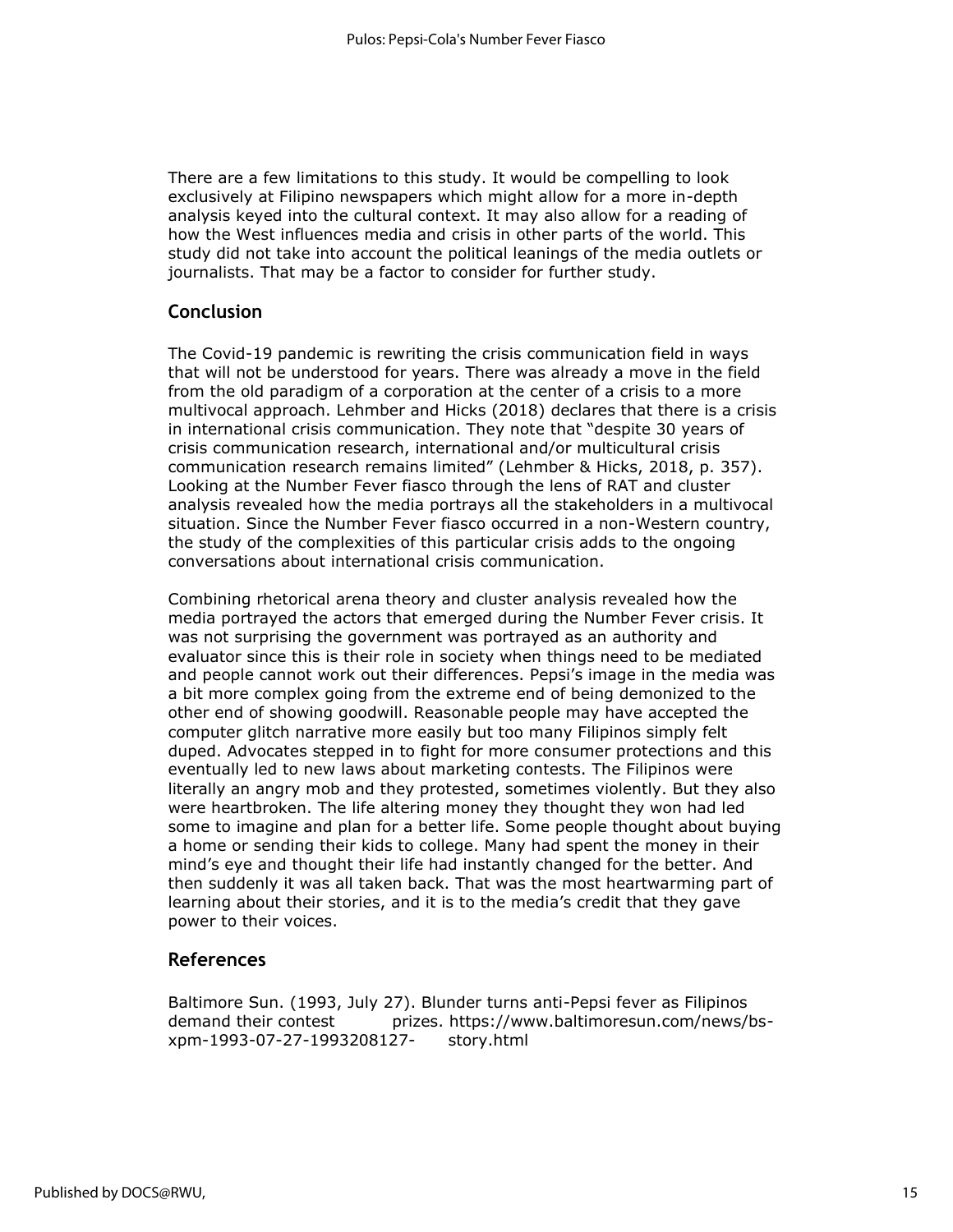There are a few limitations to this study. It would be compelling to look exclusively at Filipino newspapers which might allow for a more in-depth analysis keyed into the cultural context. It may also allow for a reading of how the West influences media and crisis in other parts of the world. This study did not take into account the political leanings of the media outlets or journalists. That may be a factor to consider for further study.

## Conclusion

The Covid-19 pandemic is rewriting the crisis communication field in ways that will not be understood for years. There was already a move in the field from the old paradigm of a corporation at the center of a crisis to a more multivocal approach. Lehmber and Hicks (2018) declares that there is a crisis in international crisis communication. They note that "despite 30 years of crisis communication research, international and/or multicultural crisis communication research remains limited" (Lehmber & Hicks, 2018, p. 357). Looking at the Number Fever fiasco through the lens of RAT and cluster analysis revealed how the media portrays all the stakeholders in a multivocal situation. Since the Number Fever fiasco occurred in a non-Western country, the study of the complexities of this particular crisis adds to the ongoing conversations about international crisis communication.

Combining rhetorical arena theory and cluster analysis revealed how the media portrayed the actors that emerged during the Number Fever crisis. It was not surprising the government was portrayed as an authority and evaluator since this is their role in society when things need to be mediated and people cannot work out their differences. Pepsi's image in the media was a bit more complex going from the extreme end of being demonized to the other end of showing goodwill. Reasonable people may have accepted the computer glitch narrative more easily but too many Filipinos simply felt duped. Advocates stepped in to fight for more consumer protections and this eventually led to new laws about marketing contests. The Filipinos were literally an angry mob and they protested, sometimes violently. But they also were heartbroken. The life altering money they thought they won had led some to imagine and plan for a better life. Some people thought about buying a home or sending their kids to college. Many had spent the money in their mind's eye and thought their life had instantly changed for the better. And then suddenly it was all taken back. That was the most heartwarming part of learning about their stories, and it is to the media's credit that they gave power to their voices.

## References

Baltimore Sun. (1993, July 27). Blunder turns anti-Pepsi fever as Filipinos demand their contest prizes. https://www.baltimoresun.com/news/bs-xpm-1993-07-27-1993208127- story.html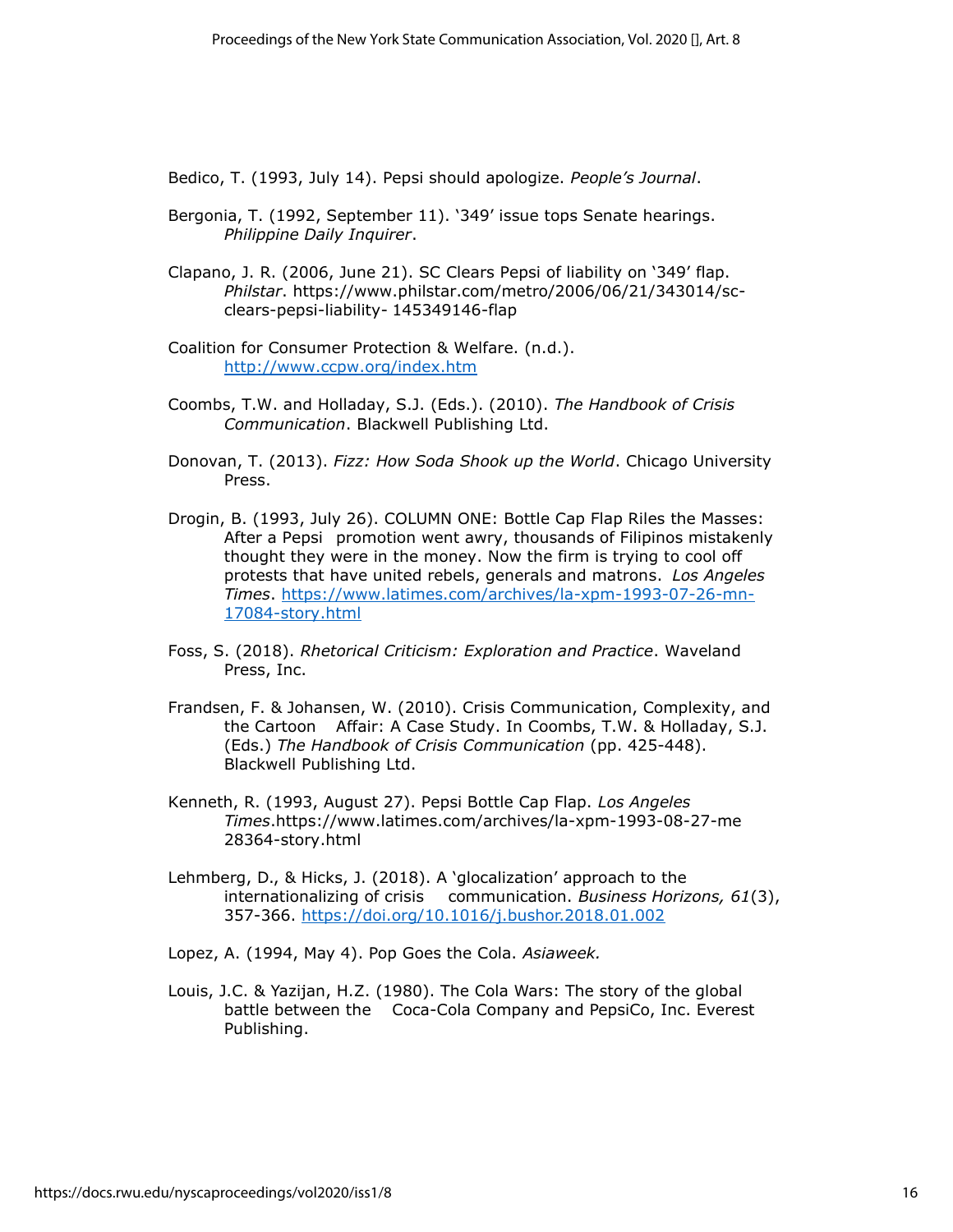Bedico, T. (1993, July 14). Pepsi should apologize. *People's Journal*.

Bergonia, T. (1992, September 11). '349' issue tops Senate hearings. *Philippine Daily Inquirer*.

Clapano, J. R. (2006, June 21). SC Clears Pepsi of liability on '349' flap. *Philstar*. https://www.philstar.com/metro/2006/06/21/343014/sc-clears-pepsi-liability- 145349146-flap

Coalition for Consumer Protection & Welfare. (n.d.). http://www.ccpw.org/index.htm

Coombs, T.W. and Holladay, S.J. (Eds.). (2010). *The Handbook of Crisis Communication*. Blackwell Publishing Ltd.

Donovan, T. (2013). *Fizz: How Soda Shook up the World*. Chicago University Press.

Drogin, B. (1993, July 26). COLUMN ONE: Bottle Cap Flap Riles the Masses: After a Pepsi promotion went awry, thousands of Filipinos mistakenly thought they were in the money. Now the firm is trying to cool off protests that have united rebels, generals and matrons. *Los Angeles Times*. https://www.latimes.com/archives/la-xpm-1993-07-26-mn-17084-story.html

Foss, S. (2018). *Rhetorical Criticism: Exploration and Practice*. Waveland Press, Inc.

Frandsen, F. & Johansen, W. (2010). Crisis Communication, Complexity, and the Cartoon Affair: A Case Study. In Coombs, T.W. & Holladay, S.J. (Eds.) *The Handbook of Crisis Communication* (pp. 425-448). Blackwell Publishing Ltd.

Kenneth, R. (1993, August 27). Pepsi Bottle Cap Flap. *Los Angeles Times*.https://www.latimes.com/archives/la-xpm-1993-08-27-me 28364-story.html

Lehmberg, D., & Hicks, J. (2018). A 'glocalization' approach to the internationalizing of crisis communication. *Business Horizons, 61*(3), 357-366. https://doi.org/10.1016/j.bushor.2018.01.002

Lopez, A. (1994, May 4). Pop Goes the Cola. *Asiaweek.*

Louis, J.C. & Yazijan, H.Z. (1980). The Cola Wars: The story of the global battle between the Coca-Cola Company and PepsiCo, Inc. Everest Publishing.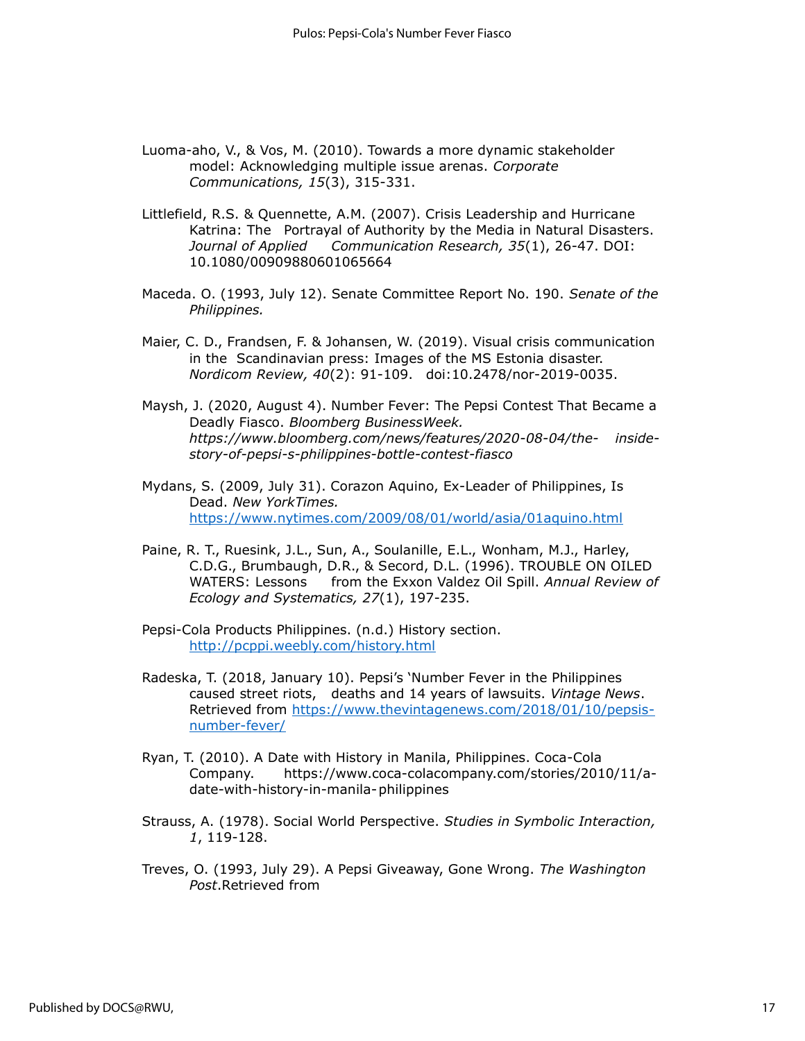Luoma-aho, V., & Vos, M. (2010). Towards a more dynamic stakeholder model: Acknowledging multiple issue arenas. *Corporate Communications, 15*(3), 315-331.

Littlefield, R.S. & Quennette, A.M. (2007). Crisis Leadership and Hurricane Katrina: The Portrayal of Authority by the Media in Natural Disasters. *Journal of Applied Communication Research, 35*(1), 26-47. DOI: 10.1080/00909880601065664

Maceda. O. (1993, July 12). Senate Committee Report No. 190. *Senate of the Philippines.*

Maier, C. D., Frandsen, F. & Johansen, W. (2019). Visual crisis communication in the Scandinavian press: Images of the MS Estonia disaster. *Nordicom Review, 40*(2): 91-109. doi:10.2478/nor-2019-0035.

Maysh, J. (2020, August 4). Number Fever: The Pepsi Contest That Became a Deadly Fiasco. *Bloomberg BusinessWeek. https://www.bloomberg.com/news/features/2020-08-04/the- inside-story-of-pepsi-s-philippines-bottle-contest-fiasco*

Mydans, S. (2009, July 31). Corazon Aquino, Ex-Leader of Philippines, Is Dead. *New YorkTimes.* https://www.nytimes.com/2009/08/01/world/asia/01aquino.html

Paine, R. T., Ruesink, J.L., Sun, A., Soulanille, E.L., Wonham, M.J., Harley, C.D.G., Brumbaugh, D.R., & Secord, D.L. (1996). TROUBLE ON OILED WATERS: Lessons from the Exxon Valdez Oil Spill. *Annual Review of Ecology and Systematics, 27*(1), 197-235.

Pepsi-Cola Products Philippines. (n.d.) History section. http://pcppi.weebly.com/history.html

Radeska, T. (2018, January 10). Pepsi's 'Number Fever in the Philippines caused street riots, deaths and 14 years of lawsuits. *Vintage News*. Retrieved from https://www.thevintagenews.com/2018/01/10/pepsis-number-fever/

Ryan, T. (2010). A Date with History in Manila, Philippines. Coca-Cola Company. https://www.coca-colacompany.com/stories/2010/11/a-date-with-history-in-manila-philippines

Strauss, A. (1978). Social World Perspective. *Studies in Symbolic Interaction, 1*, 119-128.

Treves, O. (1993, July 29). A Pepsi Giveaway, Gone Wrong. *The Washington Post*.Retrieved from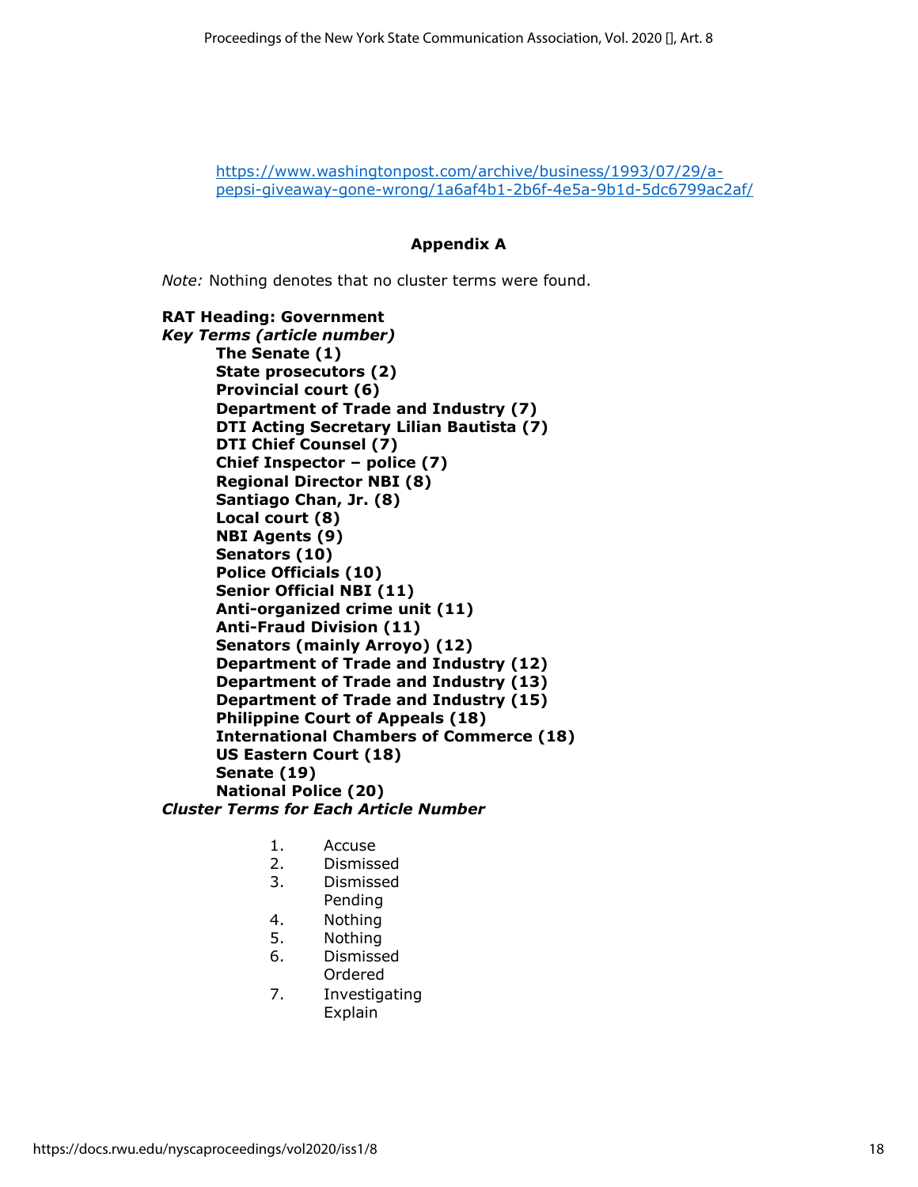https://www.washingtonpost.com/archive/business/1993/07/29/a-pepsi-giveaway-gone-wrong/1a6af4b1-2b6f-4e5a-9b1d-5dc6799ac2af/

## Appendix A

*Note:* Nothing denotes that no cluster terms were found.

**RAT Heading: Government**

***Key Terms (article number)***

**The Senate (1)**
**State prosecutors (2)**
**Provincial court (6)**
**Department of Trade and Industry (7)**
**DTI Acting Secretary Lilian Bautista (7)**
**DTI Chief Counsel (7)**
**Chief Inspector – police (7)**
**Regional Director NBI (8)**
**Santiago Chan, Jr. (8)**
**Local court (8)**
**NBI Agents (9)**
**Senators (10)**
**Police Officials (10)**
**Senior Official NBI (11)**
**Anti-organized crime unit (11)**
**Anti-Fraud Division (11)**
**Senators (mainly Arroyo) (12)**
**Department of Trade and Industry (12)**
**Department of Trade and Industry (13)**
**Department of Trade and Industry (15)**
**Philippine Court of Appeals (18)**
**International Chambers of Commerce (18)**
**US Eastern Court (18)**
**Senate (19)**
**National Police (20)**

***Cluster Terms for Each Article Number***

1. Accuse
2. Dismissed
3. Dismissed
   Pending
4. Nothing
5. Nothing
6. Dismissed
   Ordered
7. Investigating
   Explain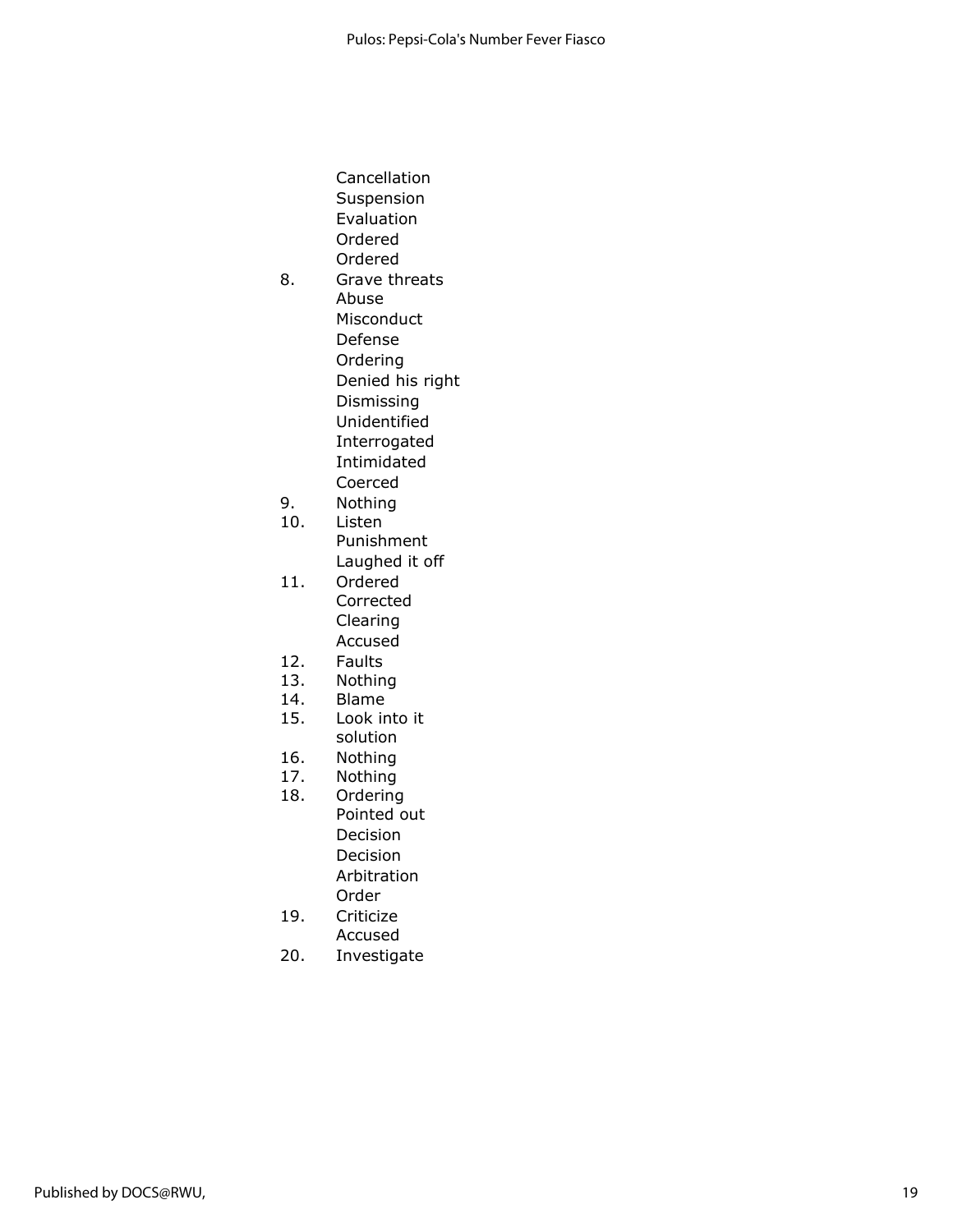Cancellation
Suspension
Evaluation
Ordered
Ordered

8. Grave threats
   Abuse
   Misconduct
   Defense
   Ordering
   Denied his right
   Dismissing
   Unidentified
   Interrogated
   Intimidated
   Coerced
9. Nothing
10. Listen
    Punishment
    Laughed it off
11. Ordered
    Corrected
    Clearing
    Accused
12. Faults
13. Nothing
14. Blame
15. Look into it
    solution
16. Nothing
17. Nothing
18. Ordering
    Pointed out
    Decision
    Decision
    Arbitration
    Order
19. Criticize
    Accused
20. Investigate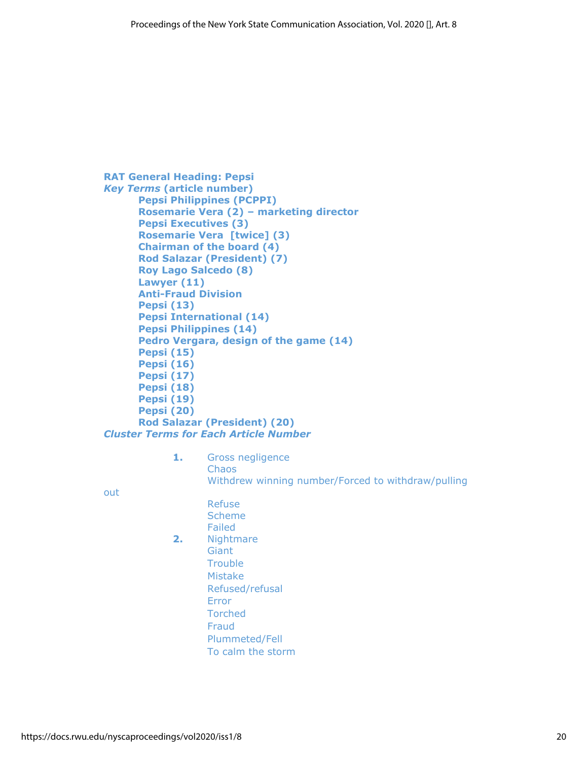**RAT General Heading: Pepsi**

***Key Terms*** **(article number)**

- **Pepsi Philippines (PCPPI)**
- **Rosemarie Vera (2) – marketing director**
- **Pepsi Executives (3)**
- **Rosemarie Vera [twice] (3)**
- **Chairman of the board (4)**
- **Rod Salazar (President) (7)**
- **Roy Lago Salcedo (8)**
- **Lawyer (11)**
- **Anti-Fraud Division**
- **Pepsi (13)**
- **Pepsi International (14)**
- **Pepsi Philippines (14)**
- **Pedro Vergara, design of the game (14)**
- **Pepsi (15)**
- **Pepsi (16)**
- **Pepsi (17)**
- **Pepsi (18)**
- **Pepsi (19)**
- **Pepsi (20)**
- **Rod Salazar (President) (20)**

***Cluster Terms for Each Article Number***

**1.** Gross negligence
Chaos
Withdrew winning number/Forced to withdraw/pulling out
Refuse
Scheme
Failed

**2.** Nightmare
Giant
Trouble
Mistake
Refused/refusal
Error
Torched
Fraud
Plummeted/Fell
To calm the storm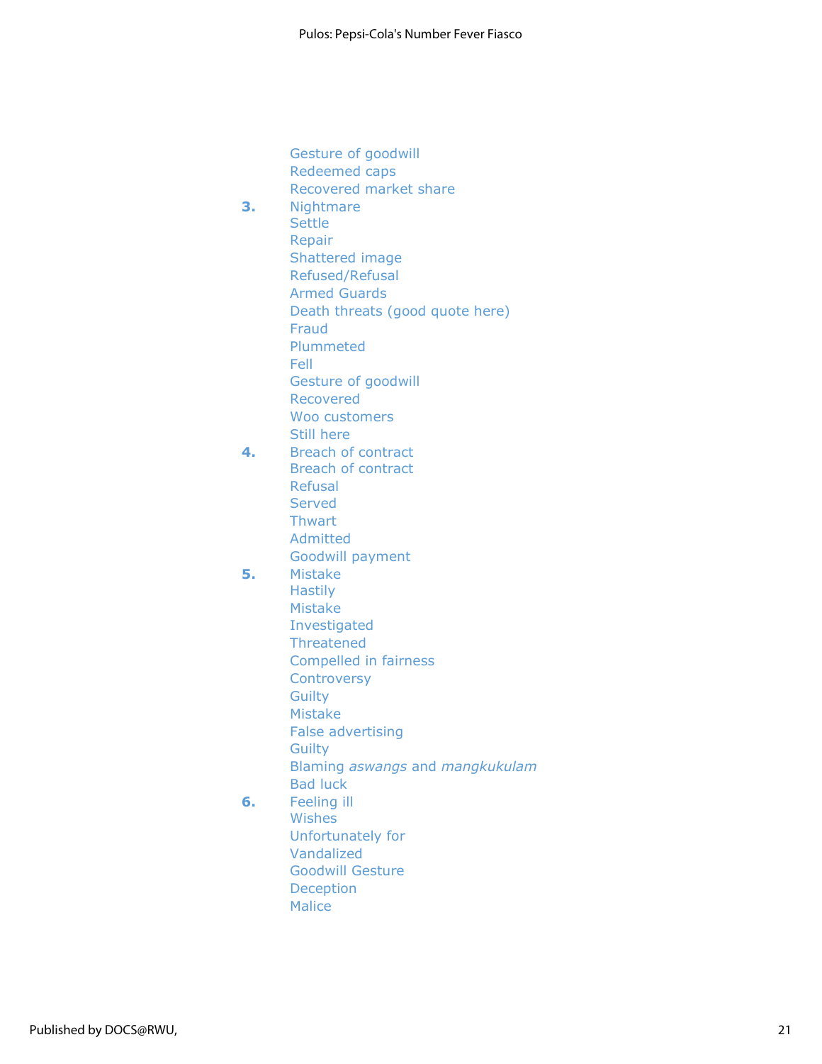Gesture of goodwill
Redeemed caps
Recovered market share

**3.** Nightmare
Settle
Repair
Shattered image
Refused/Refusal
Armed Guards
Death threats (good quote here)
Fraud
Plummeted
Fell
Gesture of goodwill
Recovered
Woo customers
Still here

**4.** Breach of contract
Breach of contract
Refusal
Served
Thwart
Admitted
Goodwill payment

**5.** Mistake
Hastily
Mistake
Investigated
Threatened
Compelled in fairness
Controversy
Guilty
Mistake
False advertising
Guilty
Blaming *aswangs* and *mangkukulam*
Bad luck

**6.** Feeling ill
Wishes
Unfortunately for
Vandalized
Goodwill Gesture
Deception
Malice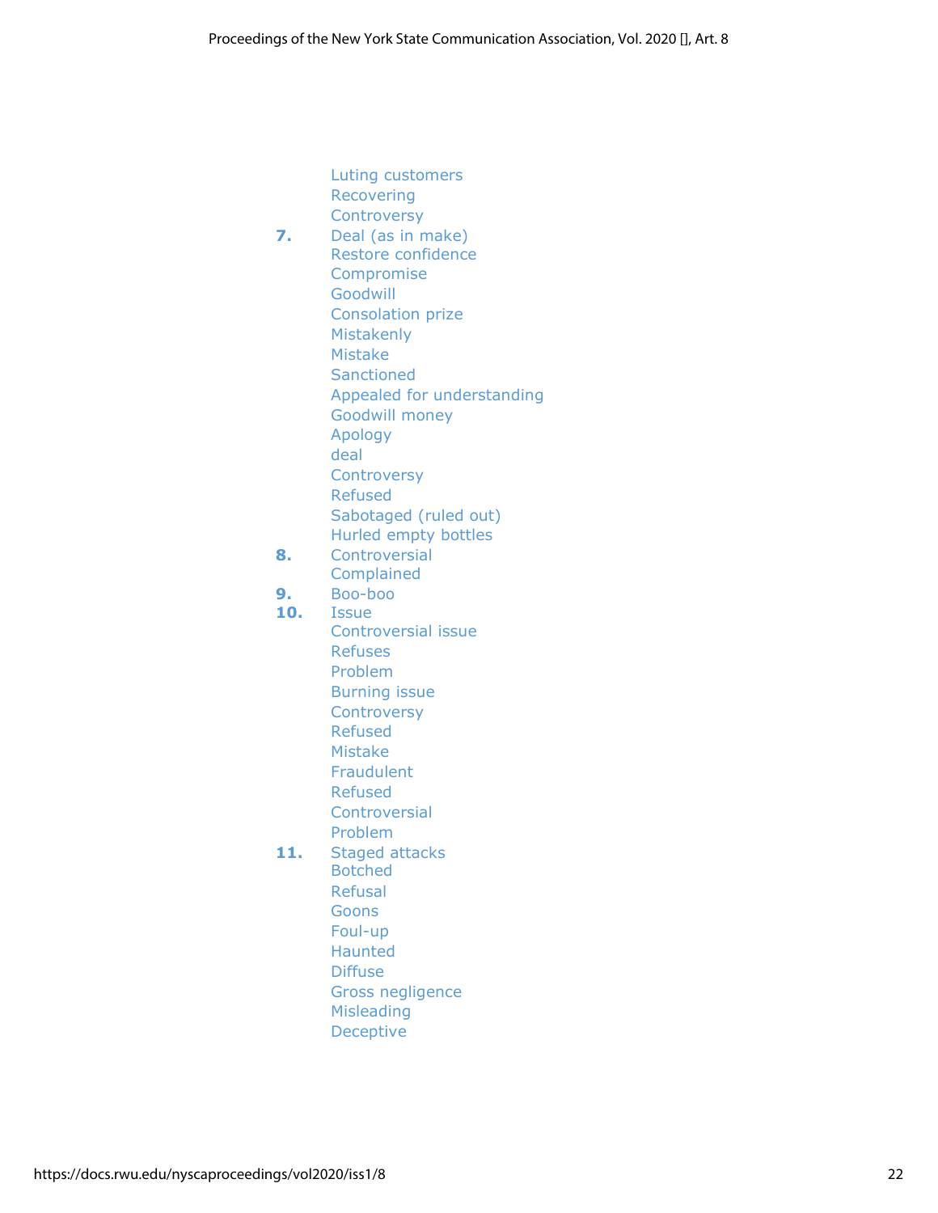Luting customers
Recovering
Controversy

**7.** Deal (as in make)
Restore confidence
Compromise
Goodwill
Consolation prize
Mistakenly
Mistake
Sanctioned
Appealed for understanding
Goodwill money
Apology
deal
Controversy
Refused
Sabotaged (ruled out)
Hurled empty bottles

**8.** Controversial
Complained

**9.** Boo-boo

**10.** Issue
Controversial issue
Refuses
Problem
Burning issue
Controversy
Refused
Mistake
Fraudulent
Refused
Controversial
Problem

**11.** Staged attacks
Botched
Refusal
Goons
Foul-up
Haunted
Diffuse
Gross negligence
Misleading
Deceptive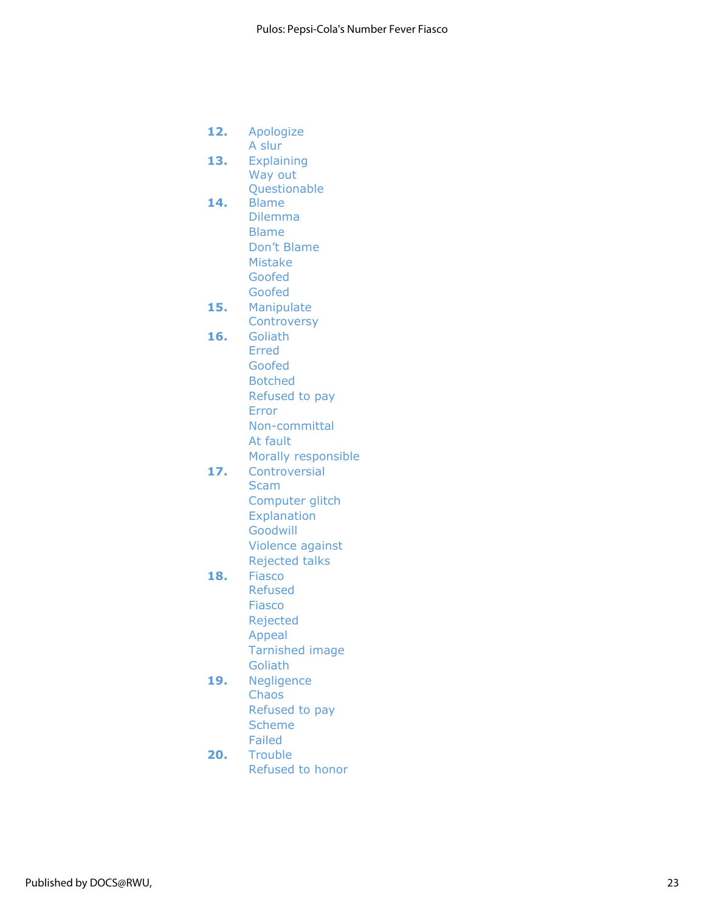**12.** Apologize
A slur

**13.** Explaining
Way out
Questionable

**14.** Blame
Dilemma
Blame
Don't Blame
Mistake
Goofed
Goofed

**15.** Manipulate
Controversy

**16.** Goliath
Erred
Goofed
Botched
Refused to pay
Error
Non-committal
At fault
Morally responsible

**17.** Controversial
Scam
Computer glitch
Explanation
Goodwill
Violence against
Rejected talks

**18.** Fiasco
Refused
Fiasco
Rejected
Appeal
Tarnished image
Goliath

**19.** Negligence
Chaos
Refused to pay
Scheme
Failed

**20.** Trouble
Refused to honor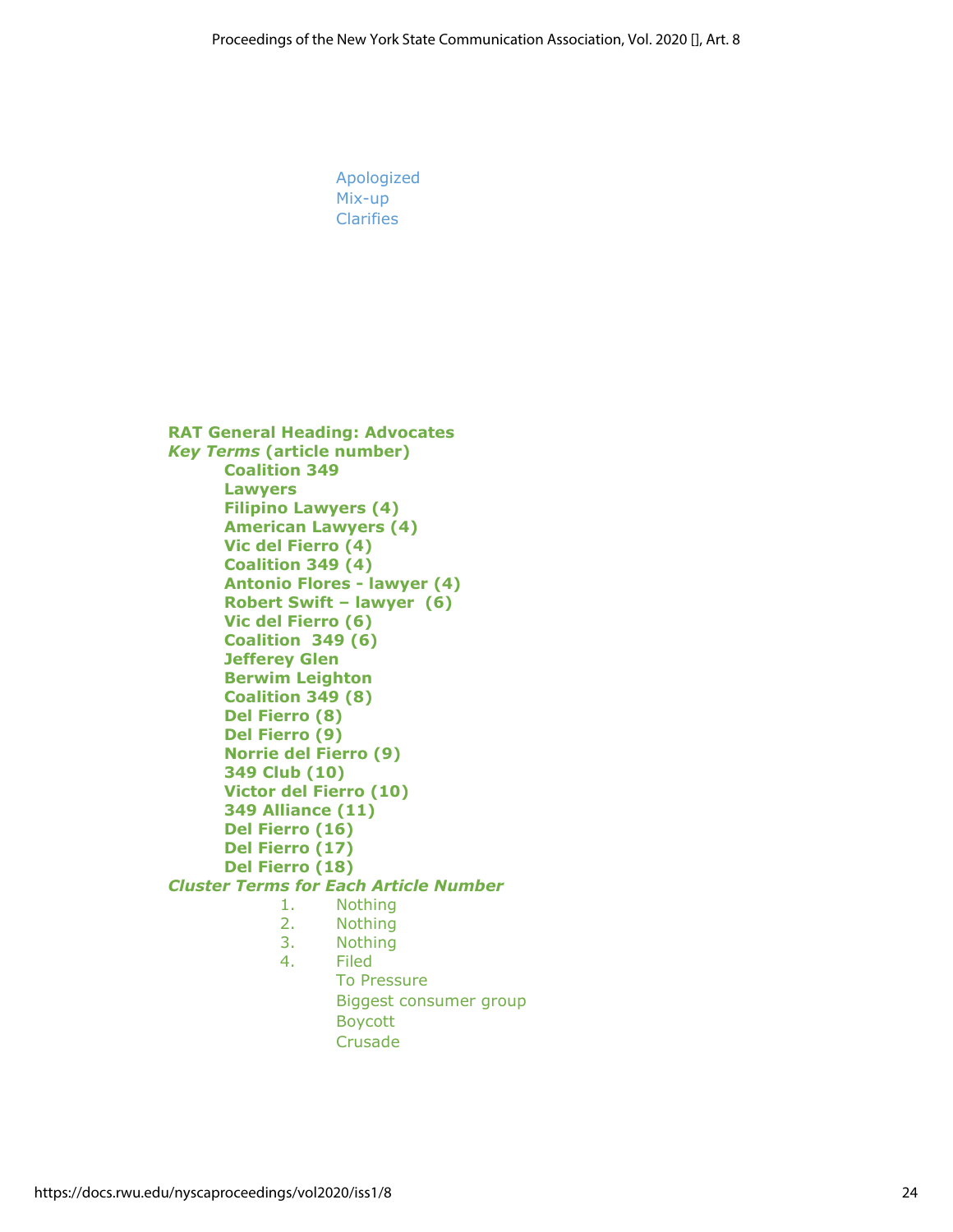Apologized
Mix-up
Clarifies

**RAT General Heading: Advocates**

***Key Terms* (article number)**

- **Coalition 349**
- **Lawyers**
- **Filipino Lawyers (4)**
- **American Lawyers (4)**
- **Vic del Fierro (4)**
- **Coalition 349 (4)**
- **Antonio Flores - lawyer (4)**
- **Robert Swift – lawyer (6)**
- **Vic del Fierro (6)**
- **Coalition 349 (6)**
- **Jefferey Glen**
- **Berwim Leighton**
- **Coalition 349 (8)**
- **Del Fierro (8)**
- **Del Fierro (9)**
- **Norrie del Fierro (9)**
- **349 Club (10)**
- **Victor del Fierro (10)**
- **349 Alliance (11)**
- **Del Fierro (16)**
- **Del Fierro (17)**
- **Del Fierro (18)**

***Cluster Terms for Each Article Number***

1. Nothing
2. Nothing
3. Nothing
4. Filed
   To Pressure
   Biggest consumer group
   Boycott
   Crusade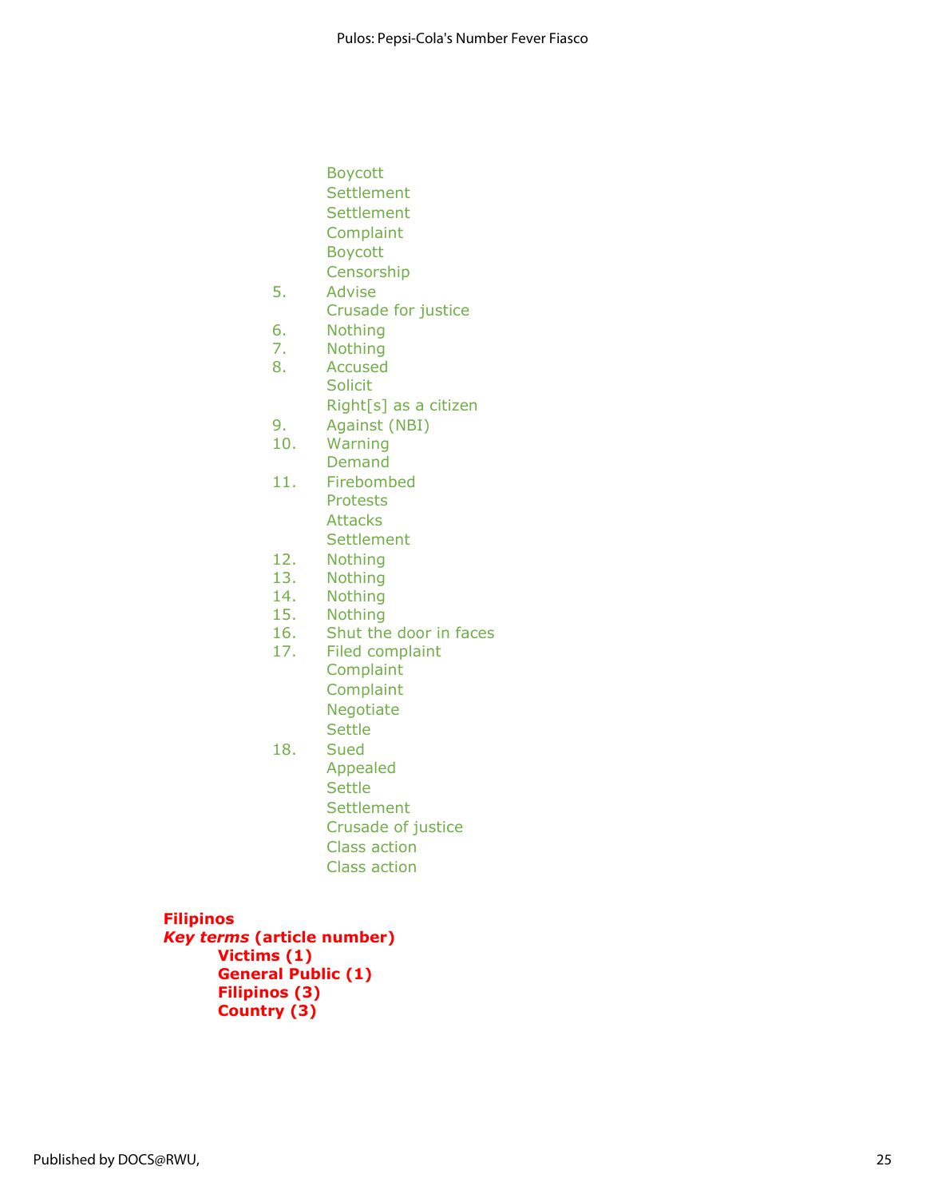Boycott
Settlement
Settlement
Complaint
Boycott
Censorship

5. Advise
   Crusade for justice
6. Nothing
7. Nothing
8. Accused
   Solicit
   Right[s] as a citizen
9. Against (NBI)
10. Warning
    Demand
11. Firebombed
    Protests
    Attacks
    Settlement
12. Nothing
13. Nothing
14. Nothing
15. Nothing
16. Shut the door in faces
17. Filed complaint
    Complaint
    Complaint
    Negotiate
    Settle
18. Sued
    Appealed
    Settle
    Settlement
    Crusade of justice
    Class action
    Class action

**Filipinos**
***Key terms* (article number)**
- **Victims (1)**
- **General Public (1)**
- **Filipinos (3)**
- **Country (3)**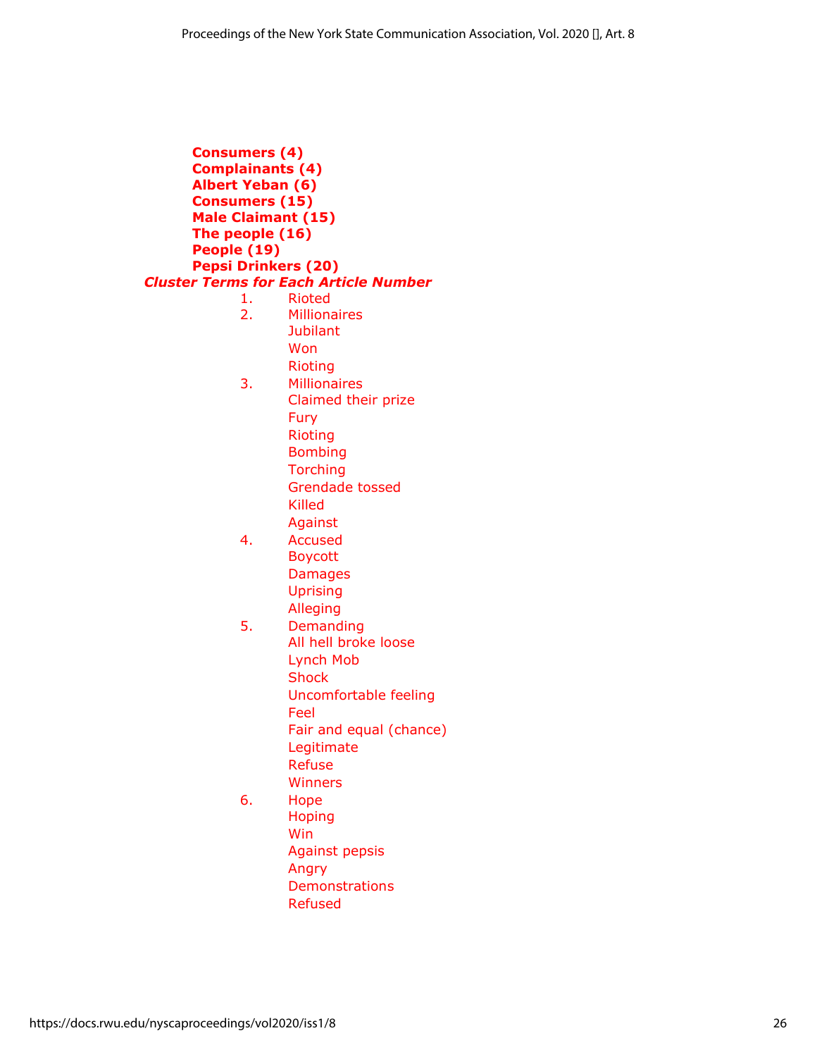**Consumers (4)**
**Complainants (4)**
**Albert Yeban (6)**
**Consumers (15)**
**Male Claimant (15)**
**The people (16)**
**People (19)**
**Pepsi Drinkers (20)**

***Cluster Terms for Each Article Number***

1. Rioted
2. Millionaires
   Jubilant
   Won
   Rioting
3. Millionaires
   Claimed their prize
   Fury
   Rioting
   Bombing
   Torching
   Grendade tossed
   Killed
   Against
4. Accused
   Boycott
   Damages
   Uprising
   Alleging
5. Demanding
   All hell broke loose
   Lynch Mob
   Shock
   Uncomfortable feeling
   Feel
   Fair and equal (chance)
   Legitimate
   Refuse
   Winners
6. Hope
   Hoping
   Win
   Against pepsis
   Angry
   Demonstrations
   Refused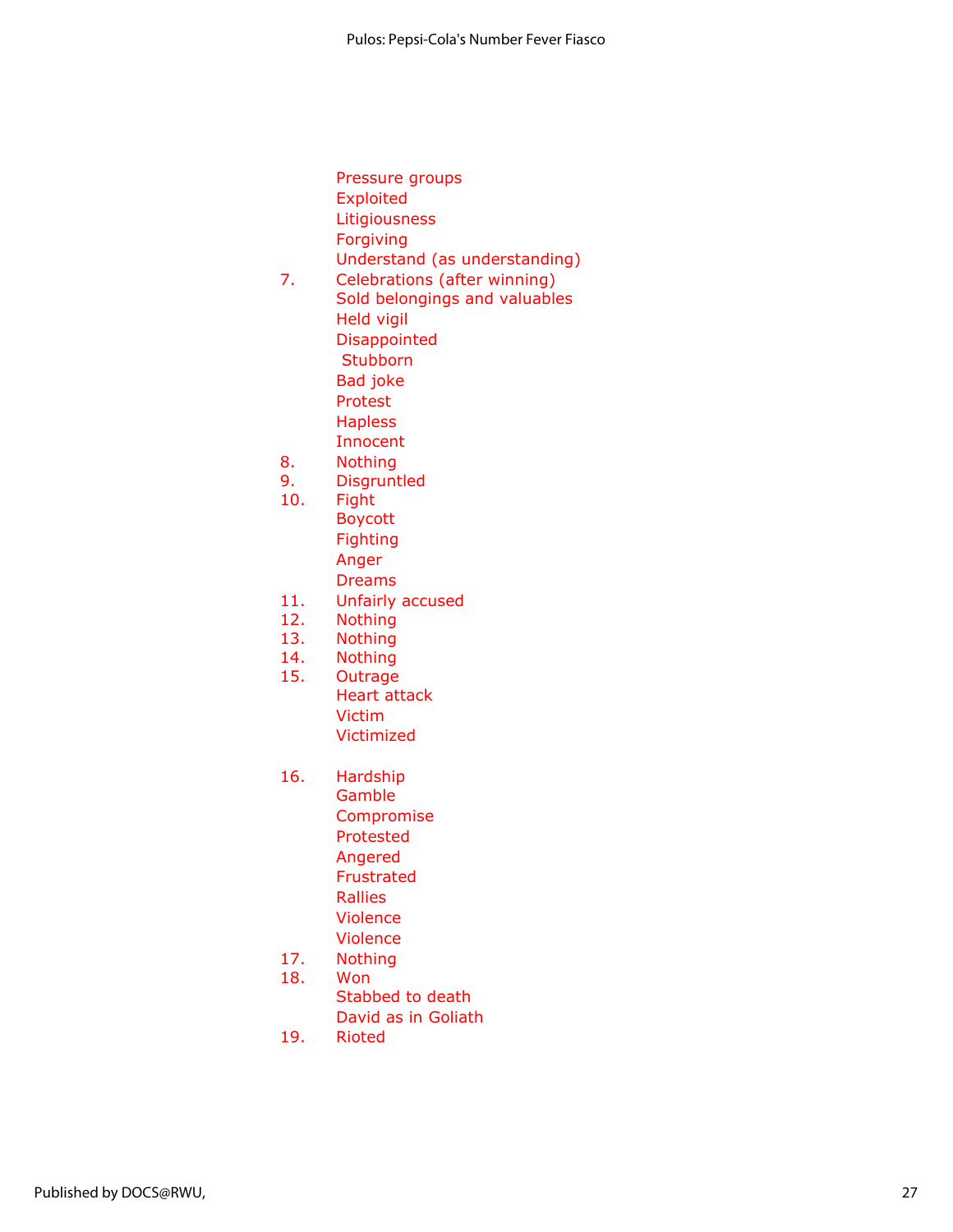Pressure groups
Exploited
Litigiousness
Forgiving
Understand (as understanding)

7. Celebrations (after winning)
   Sold belongings and valuables
   Held vigil
   Disappointed
   Stubborn
   Bad joke
   Protest
   Hapless
   Innocent
8. Nothing
9. Disgruntled
10. Fight
    Boycott
    Fighting
    Anger
    Dreams
11. Unfairly accused
12. Nothing
13. Nothing
14. Nothing
15. Outrage
    Heart attack
    Victim
    Victimized
16. Hardship
    Gamble
    Compromise
    Protested
    Angered
    Frustrated
    Rallies
    Violence
    Violence
17. Nothing
18. Won
    Stabbed to death
    David as in Goliath
19. Rioted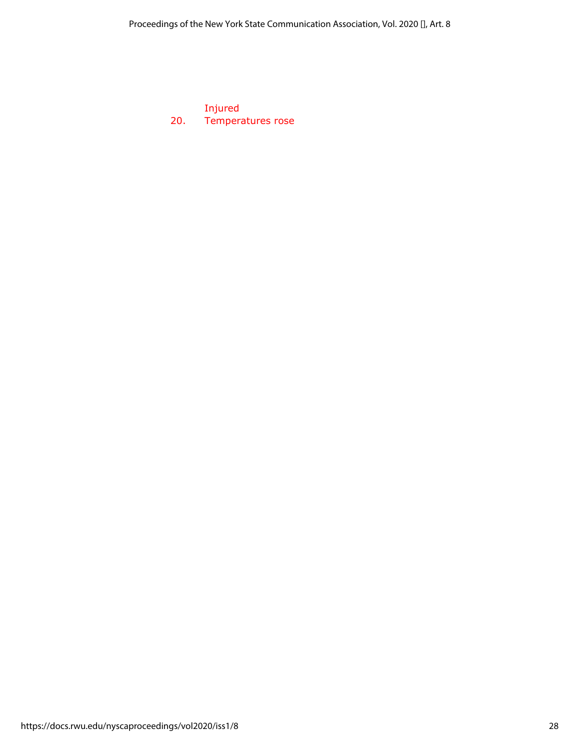Injured

20. Temperatures rose